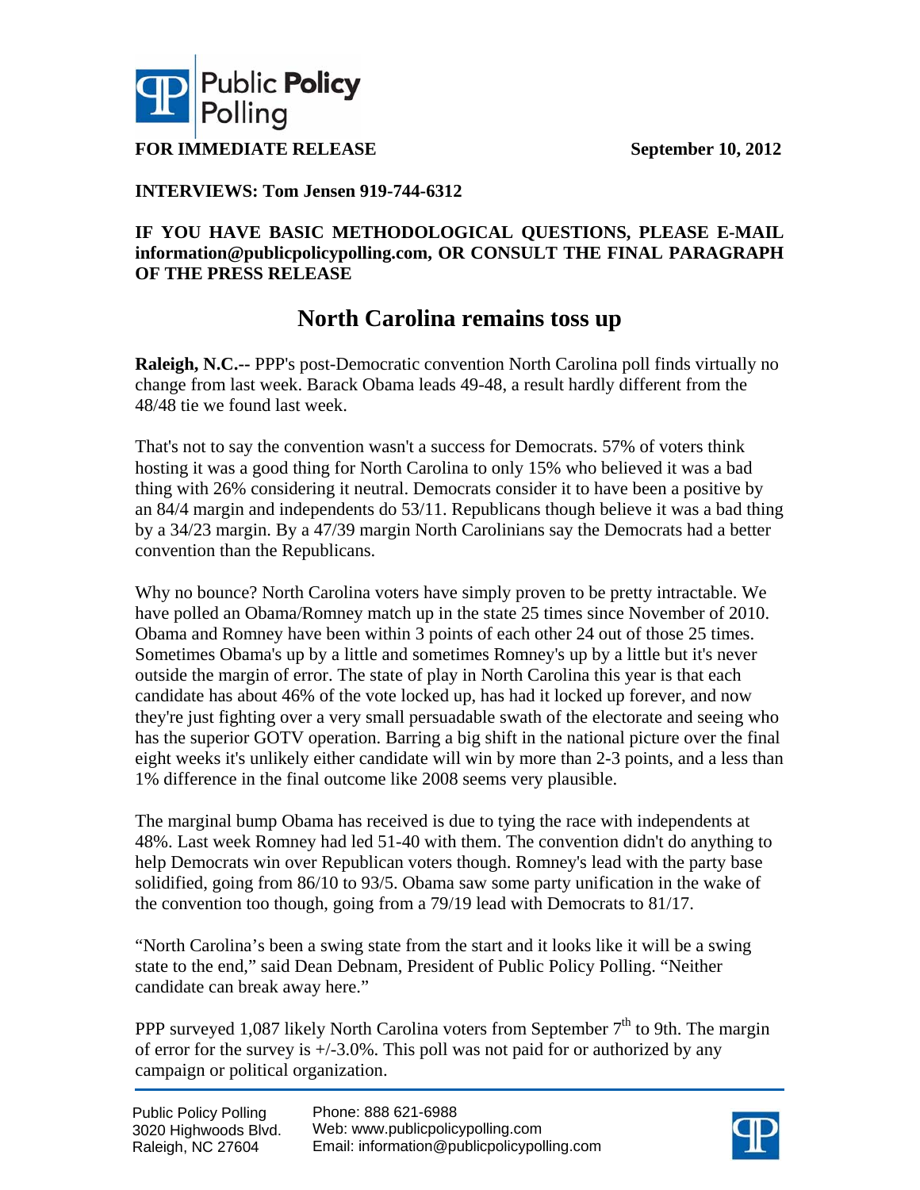Public Policy Polling

**FOR IMMEDIATE RELEASE** **September 10, 2012**

**INTERVIEWS: Tom Jensen 919-744-6312**

**IF YOU HAVE BASIC METHODOLOGICAL QUESTIONS, PLEASE E-MAIL information@publicpolicypolling.com, OR CONSULT THE FINAL PARAGRAPH OF THE PRESS RELEASE**

# North Carolina remains toss up

**Raleigh, N.C.--** PPP's post-Democratic convention North Carolina poll finds virtually no change from last week. Barack Obama leads 49-48, a result hardly different from the 48/48 tie we found last week.

That's not to say the convention wasn't a success for Democrats. 57% of voters think hosting it was a good thing for North Carolina to only 15% who believed it was a bad thing with 26% considering it neutral. Democrats consider it to have been a positive by an 84/4 margin and independents do 53/11. Republicans though believe it was a bad thing by a 34/23 margin. By a 47/39 margin North Carolinians say the Democrats had a better convention than the Republicans.

Why no bounce? North Carolina voters have simply proven to be pretty intractable. We have polled an Obama/Romney match up in the state 25 times since November of 2010. Obama and Romney have been within 3 points of each other 24 out of those 25 times. Sometimes Obama's up by a little and sometimes Romney's up by a little but it's never outside the margin of error. The state of play in North Carolina this year is that each candidate has about 46% of the vote locked up, has had it locked up forever, and now they're just fighting over a very small persuadable swath of the electorate and seeing who has the superior GOTV operation. Barring a big shift in the national picture over the final eight weeks it's unlikely either candidate will win by more than 2-3 points, and a less than 1% difference in the final outcome like 2008 seems very plausible.

The marginal bump Obama has received is due to tying the race with independents at 48%. Last week Romney had led 51-40 with them. The convention didn't do anything to help Democrats win over Republican voters though. Romney's lead with the party base solidified, going from 86/10 to 93/5. Obama saw some party unification in the wake of the convention too though, going from a 79/19 lead with Democrats to 81/17.

"North Carolina's been a swing state from the start and it looks like it will be a swing state to the end," said Dean Debnam, President of Public Policy Polling. "Neither candidate can break away here."

PPP surveyed 1,087 likely North Carolina voters from September 7th to 9th. The margin of error for the survey is +/-3.0%. This poll was not paid for or authorized by any campaign or political organization.

Public Policy Polling
3020 Highwoods Blvd.
Raleigh, NC 27604

Phone: 888 621-6988
Web: www.publicpolicypolling.com
Email: information@publicpolicypolling.com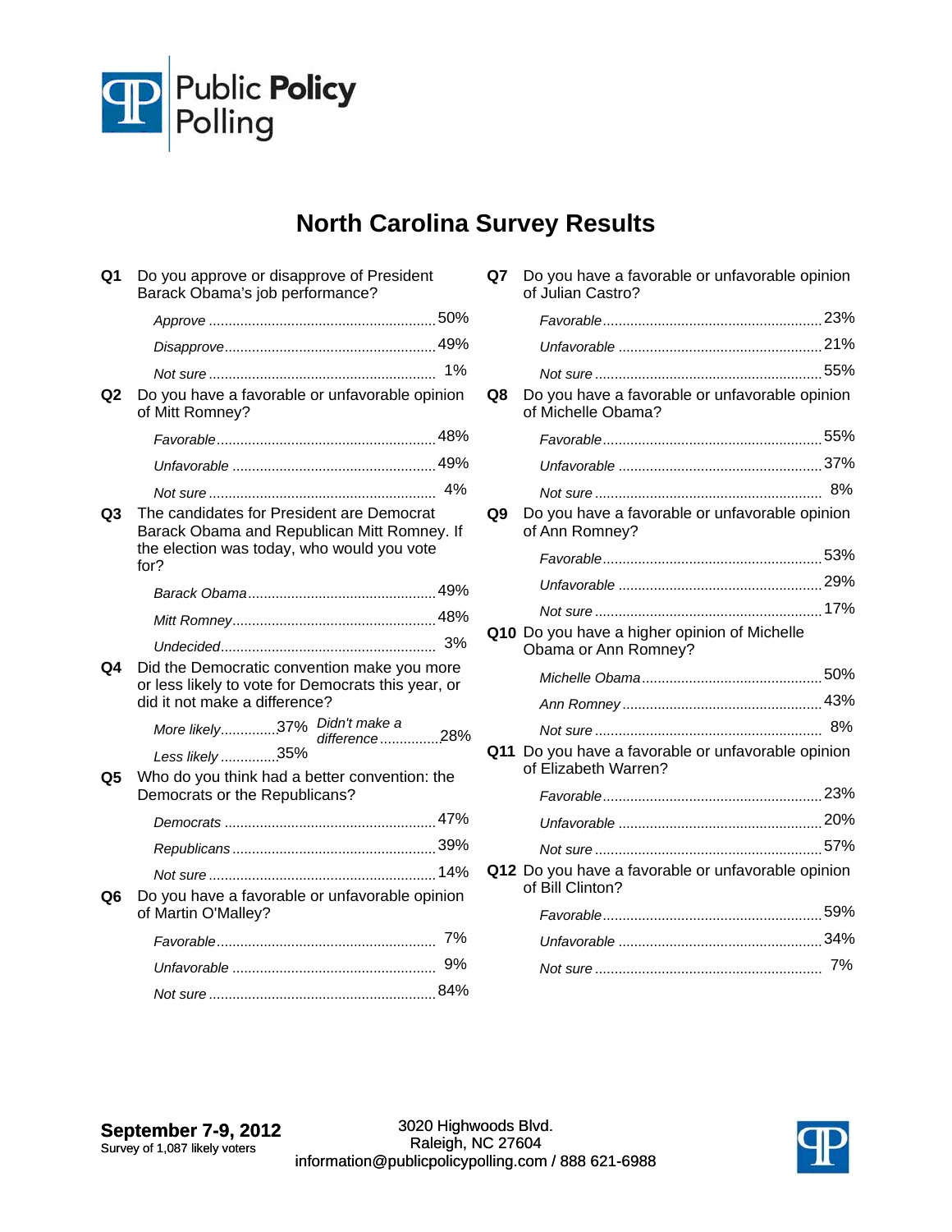Public Policy Polling

# North Carolina Survey Results

**Q1** Do you approve or disapprove of President Barack Obama's job performance?

| | |
|---|---|
| *Approve* | 50% |
| *Disapprove* | 49% |
| *Not sure* | 1% |

**Q2** Do you have a favorable or unfavorable opinion of Mitt Romney?

| | |
|---|---|
| *Favorable* | 48% |
| *Unfavorable* | 49% |
| *Not sure* | 4% |

**Q3** The candidates for President are Democrat Barack Obama and Republican Mitt Romney. If the election was today, who would you vote for?

| | |
|---|---|
| *Barack Obama* | 49% |
| *Mitt Romney* | 48% |
| *Undecided* | 3% |

**Q4** Did the Democratic convention make you more or less likely to vote for Democrats this year, or did it not make a difference?

| | |
|---|---|
| *More likely* | 37% |
| *Less likely* | 35% |
| *Didn't make a difference* | 28% |

**Q5** Who do you think had a better convention: the Democrats or the Republicans?

| | |
|---|---|
| *Democrats* | 47% |
| *Republicans* | 39% |
| *Not sure* | 14% |

**Q6** Do you have a favorable or unfavorable opinion of Martin O'Malley?

| | |
|---|---|
| *Favorable* | 7% |
| *Unfavorable* | 9% |
| *Not sure* | 84% |

**Q7** Do you have a favorable or unfavorable opinion of Julian Castro?

| | |
|---|---|
| *Favorable* | 23% |
| *Unfavorable* | 21% |
| *Not sure* | 55% |

**Q8** Do you have a favorable or unfavorable opinion of Michelle Obama?

| | |
|---|---|
| *Favorable* | 55% |
| *Unfavorable* | 37% |
| *Not sure* | 8% |

**Q9** Do you have a favorable or unfavorable opinion of Ann Romney?

| | |
|---|---|
| *Favorable* | 53% |
| *Unfavorable* | 29% |
| *Not sure* | 17% |

**Q10** Do you have a higher opinion of Michelle Obama or Ann Romney?

| | |
|---|---|
| *Michelle Obama* | 50% |
| *Ann Romney* | 43% |
| *Not sure* | 8% |

**Q11** Do you have a favorable or unfavorable opinion of Elizabeth Warren?

| | |
|---|---|
| *Favorable* | 23% |
| *Unfavorable* | 20% |
| *Not sure* | 57% |

**Q12** Do you have a favorable or unfavorable opinion of Bill Clinton?

| | |
|---|---|
| *Favorable* | 59% |
| *Unfavorable* | 34% |
| *Not sure* | 7% |

**September 7-9, 2012**
Survey of 1,087 likely voters

3020 Highwoods Blvd.
Raleigh, NC 27604
information@publicpolicypolling.com / 888 621-6988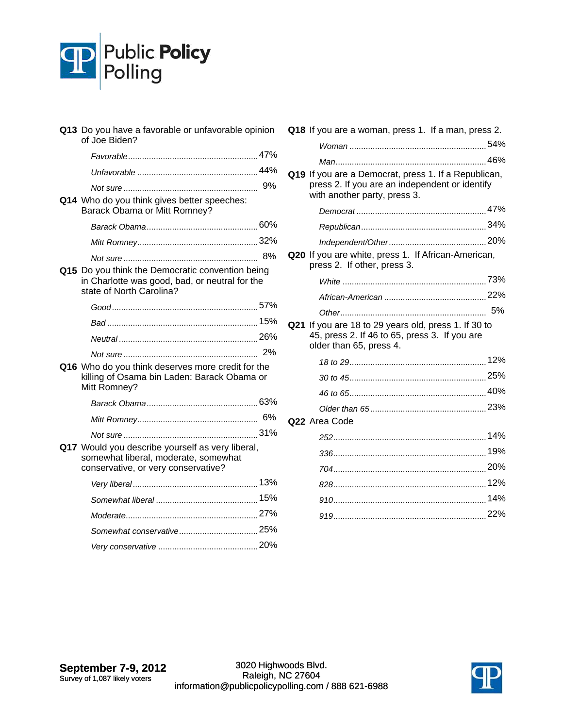**Q13** Do you have a favorable or unfavorable opinion of Joe Biden?

| | |
|---|---|
| *Favorable* | 47% |
| *Unfavorable* | 44% |
| *Not sure* | 9% |

**Q14** Who do you think gives better speeches: Barack Obama or Mitt Romney?

| | |
|---|---|
| *Barack Obama* | 60% |
| *Mitt Romney* | 32% |
| *Not sure* | 8% |

**Q15** Do you think the Democratic convention being in Charlotte was good, bad, or neutral for the state of North Carolina?

| | |
|---|---|
| *Good* | 57% |
| *Bad* | 15% |
| *Neutral* | 26% |
| *Not sure* | 2% |

**Q16** Who do you think deserves more credit for the killing of Osama bin Laden: Barack Obama or Mitt Romney?

| | |
|---|---|
| *Barack Obama* | 63% |
| *Mitt Romney* | 6% |
| *Not sure* | 31% |

**Q17** Would you describe yourself as very liberal, somewhat liberal, moderate, somewhat conservative, or very conservative?

| | |
|---|---|
| *Very liberal* | 13% |
| *Somewhat liberal* | 15% |
| *Moderate* | 27% |
| *Somewhat conservative* | 25% |
| *Very conservative* | 20% |

**Q18** If you are a woman, press 1. If a man, press 2.

| | |
|---|---|
| *Woman* | 54% |
| *Man* | 46% |

**Q19** If you are a Democrat, press 1. If a Republican, press 2. If you are an independent or identify with another party, press 3.

| | |
|---|---|
| *Democrat* | 47% |
| *Republican* | 34% |
| *Independent/Other* | 20% |

**Q20** If you are white, press 1. If African-American, press 2. If other, press 3.

| | |
|---|---|
| *White* | 73% |
| *African-American* | 22% |
| *Other* | 5% |

**Q21** If you are 18 to 29 years old, press 1. If 30 to 45, press 2. If 46 to 65, press 3. If you are older than 65, press 4.

| | |
|---|---|
| *18 to 29* | 12% |
| *30 to 45* | 25% |
| *46 to 65* | 40% |
| *Older than 65* | 23% |

**Q22** Area Code

| | |
|---|---|
| *252* | 14% |
| *336* | 19% |
| *704* | 20% |
| *828* | 12% |
| *910* | 14% |
| *919* | 22% |

**September 7-9, 2012**
Survey of 1,087 likely voters

3020 Highwoods Blvd.
Raleigh, NC 27604
information@publicpolicypolling.com / 888 621-6988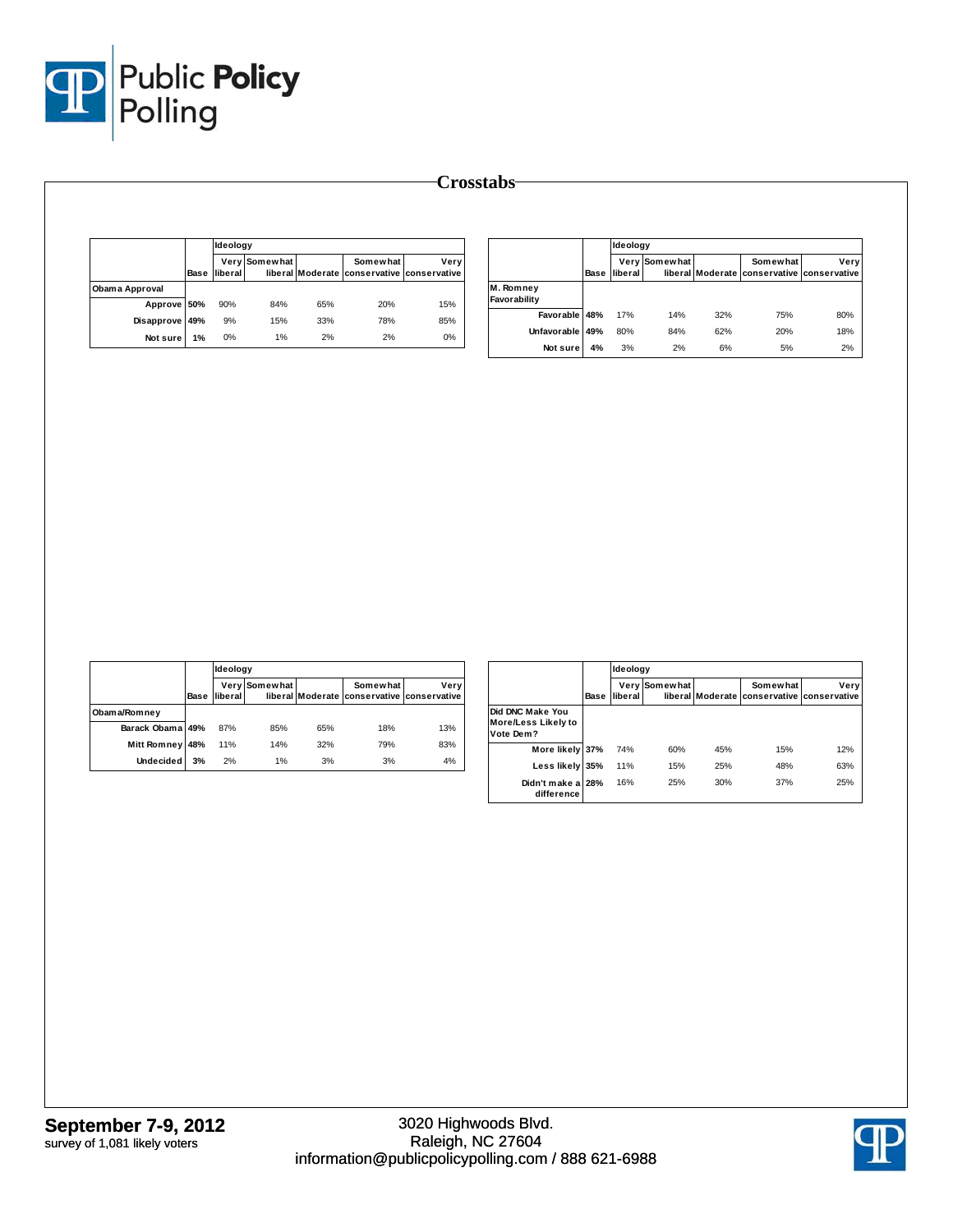# Crosstabs

| | Base | Ideology<br>Very liberal | Somewhat liberal | Moderate | Somewhat conservative | Very conservative |
|---|---|---|---|---|---|---|
| **Obama Approval** | | | | | | |
| Approve | 50% | 90% | 84% | 65% | 20% | 15% |
| Disapprove | 49% | 9% | 15% | 33% | 78% | 85% |
| Not sure | 1% | 0% | 1% | 2% | 2% | 0% |

| | Base | Ideology<br>Very liberal | Somewhat liberal | Moderate | Somewhat conservative | Very conservative |
|---|---|---|---|---|---|---|
| **M. Romney Favorability** | | | | | | |
| Favorable | 48% | 17% | 14% | 32% | 75% | 80% |
| Unfavorable | 49% | 80% | 84% | 62% | 20% | 18% |
| Not sure | 4% | 3% | 2% | 6% | 5% | 2% |

| | Base | Ideology<br>Very liberal | Somewhat liberal | Moderate | Somewhat conservative | Very conservative |
|---|---|---|---|---|---|---|
| **Obama/Romney** | | | | | | |
| Barack Obama | 49% | 87% | 85% | 65% | 18% | 13% |
| Mitt Romney | 48% | 11% | 14% | 32% | 79% | 83% |
| Undecided | 3% | 2% | 1% | 3% | 3% | 4% |

| | Base | Ideology<br>Very liberal | Somewhat liberal | Moderate | Somewhat conservative | Very conservative |
|---|---|---|---|---|---|---|
| **Did DNC Make You More/Less Likely to Vote Dem?** | | | | | | |
| More likely | 37% | 74% | 60% | 45% | 15% | 12% |
| Less likely | 35% | 11% | 15% | 25% | 48% | 63% |
| Didn't make a difference | 28% | 16% | 25% | 30% | 37% | 25% |

**September 7-9, 2012**
survey of 1,081 likely voters

3020 Highwoods Blvd.
Raleigh, NC 27604
information@publicpolicypolling.com / 888 621-6988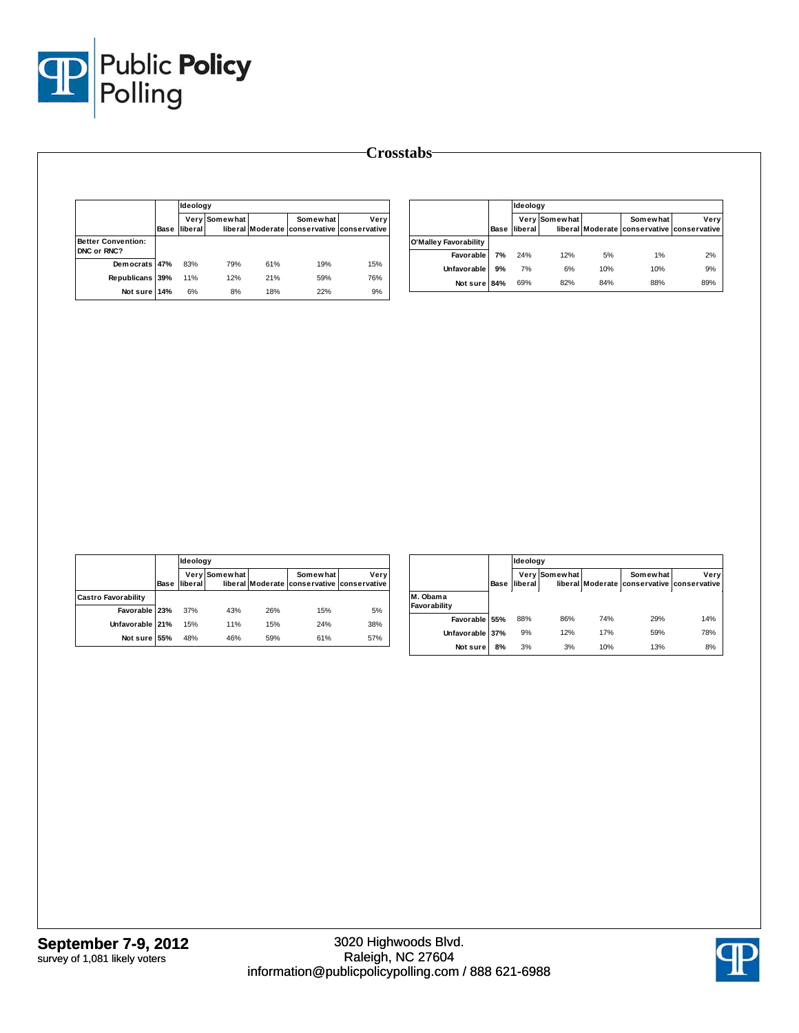# Crosstabs

| | Base | Ideology | | | | |
|---|---|---|---|---|---|---|
| | | Very liberal | Somewhat liberal | Moderate | Somewhat conservative | Very conservative |
| **Better Convention: DNC or RNC?** | | | | | | |
| Democrats | 47% | 83% | 79% | 61% | 19% | 15% |
| Republicans | 39% | 11% | 12% | 21% | 59% | 76% |
| Not sure | 14% | 6% | 8% | 18% | 22% | 9% |

| | Base | Ideology | | | | |
|---|---|---|---|---|---|---|
| | | Very liberal | Somewhat liberal | Moderate | Somewhat conservative | Very conservative |
| **O'Malley Favorability** | | | | | | |
| Favorable | 7% | 24% | 12% | 5% | 1% | 2% |
| Unfavorable | 9% | 7% | 6% | 10% | 10% | 9% |
| Not sure | 84% | 69% | 82% | 84% | 88% | 89% |

| | Base | Ideology | | | | |
|---|---|---|---|---|---|---|
| | | Very liberal | Somewhat liberal | Moderate | Somewhat conservative | Very conservative |
| **Castro Favorability** | | | | | | |
| Favorable | 23% | 37% | 43% | 26% | 15% | 5% |
| Unfavorable | 21% | 15% | 11% | 15% | 24% | 38% |
| Not sure | 55% | 48% | 46% | 59% | 61% | 57% |

| | Base | Ideology | | | | |
|---|---|---|---|---|---|---|
| | | Very liberal | Somewhat liberal | Moderate | Somewhat conservative | Very conservative |
| **M. Obama Favorability** | | | | | | |
| Favorable | 55% | 88% | 86% | 74% | 29% | 14% |
| Unfavorable | 37% | 9% | 12% | 17% | 59% | 78% |
| Not sure | 8% | 3% | 3% | 10% | 13% | 8% |

**September 7-9, 2012**
survey of 1,081 likely voters

3020 Highwoods Blvd.
Raleigh, NC 27604
information@publicpolicypolling.com / 888 621-6988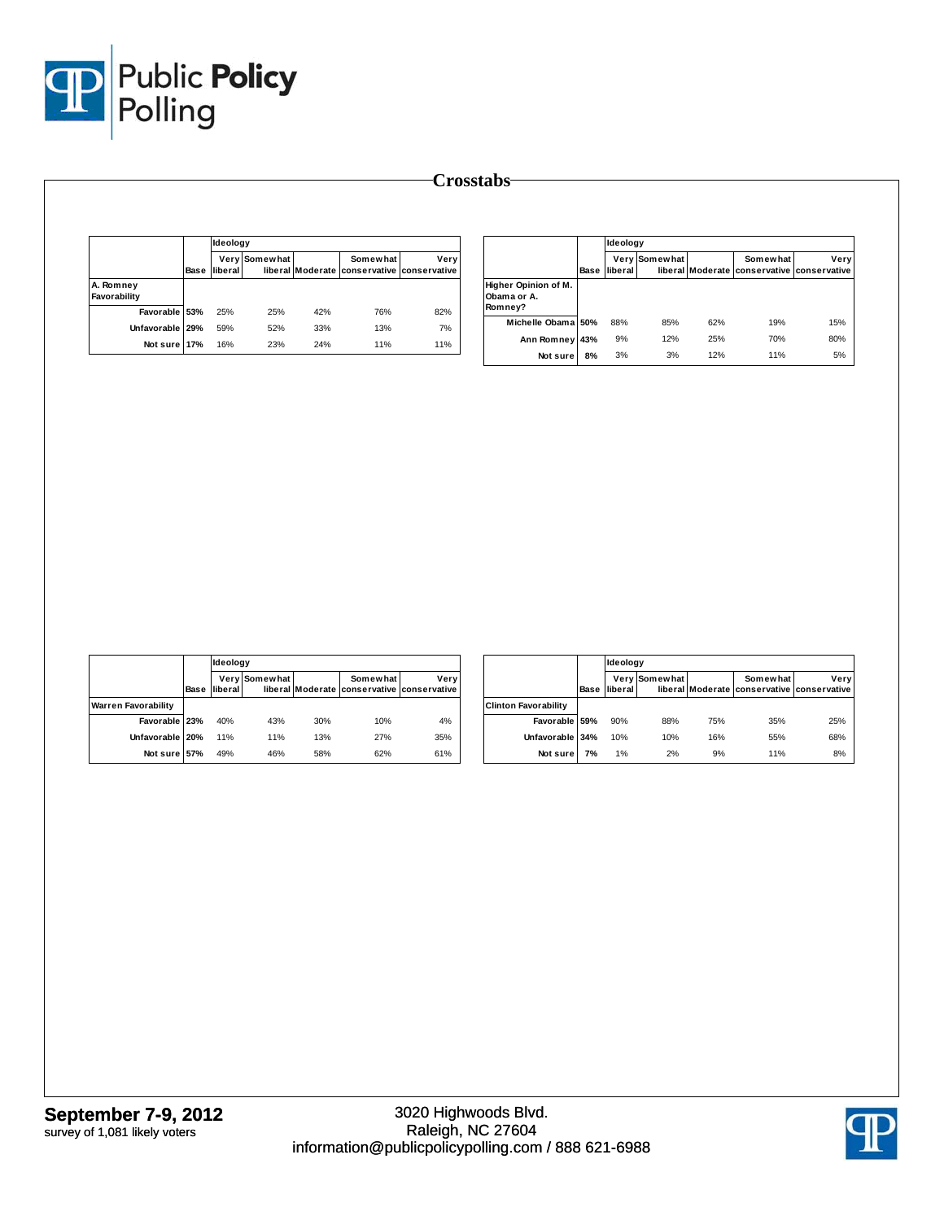# Crosstabs

| | Base | Ideology | | | | |
|---|---|---|---|---|---|---|
| | | Very liberal | Somewhat liberal | Moderate | Somewhat conservative | Very conservative |
| **A. Romney Favorability** | | | | | | |
| Favorable | 53% | 25% | 25% | 42% | 76% | 82% |
| Unfavorable | 29% | 59% | 52% | 33% | 13% | 7% |
| Not sure | 17% | 16% | 23% | 24% | 11% | 11% |

| | Base | Ideology | | | | |
|---|---|---|---|---|---|---|
| | | Very liberal | Somewhat liberal | Moderate | Somewhat conservative | Very conservative |
| **Higher Opinion of M. Obama or A. Romney?** | | | | | | |
| Michelle Obama | 50% | 88% | 85% | 62% | 19% | 15% |
| Ann Romney | 43% | 9% | 12% | 25% | 70% | 80% |
| Not sure | 8% | 3% | 3% | 12% | 11% | 5% |

| | Base | Ideology | | | | |
|---|---|---|---|---|---|---|
| | | Very liberal | Somewhat liberal | Moderate | Somewhat conservative | Very conservative |
| **Warren Favorability** | | | | | | |
| Favorable | 23% | 40% | 43% | 30% | 10% | 4% |
| Unfavorable | 20% | 11% | 11% | 13% | 27% | 35% |
| Not sure | 57% | 49% | 46% | 58% | 62% | 61% |

| | Base | Ideology | | | | |
|---|---|---|---|---|---|---|
| | | Very liberal | Somewhat liberal | Moderate | Somewhat conservative | Very conservative |
| **Clinton Favorability** | | | | | | |
| Favorable | 59% | 90% | 88% | 75% | 35% | 25% |
| Unfavorable | 34% | 10% | 10% | 16% | 55% | 68% |
| Not sure | 7% | 1% | 2% | 9% | 11% | 8% |

**September 7-9, 2012**
survey of 1,081 likely voters

3020 Highwoods Blvd.
Raleigh, NC 27604
information@publicpolicypolling.com / 888 621-6988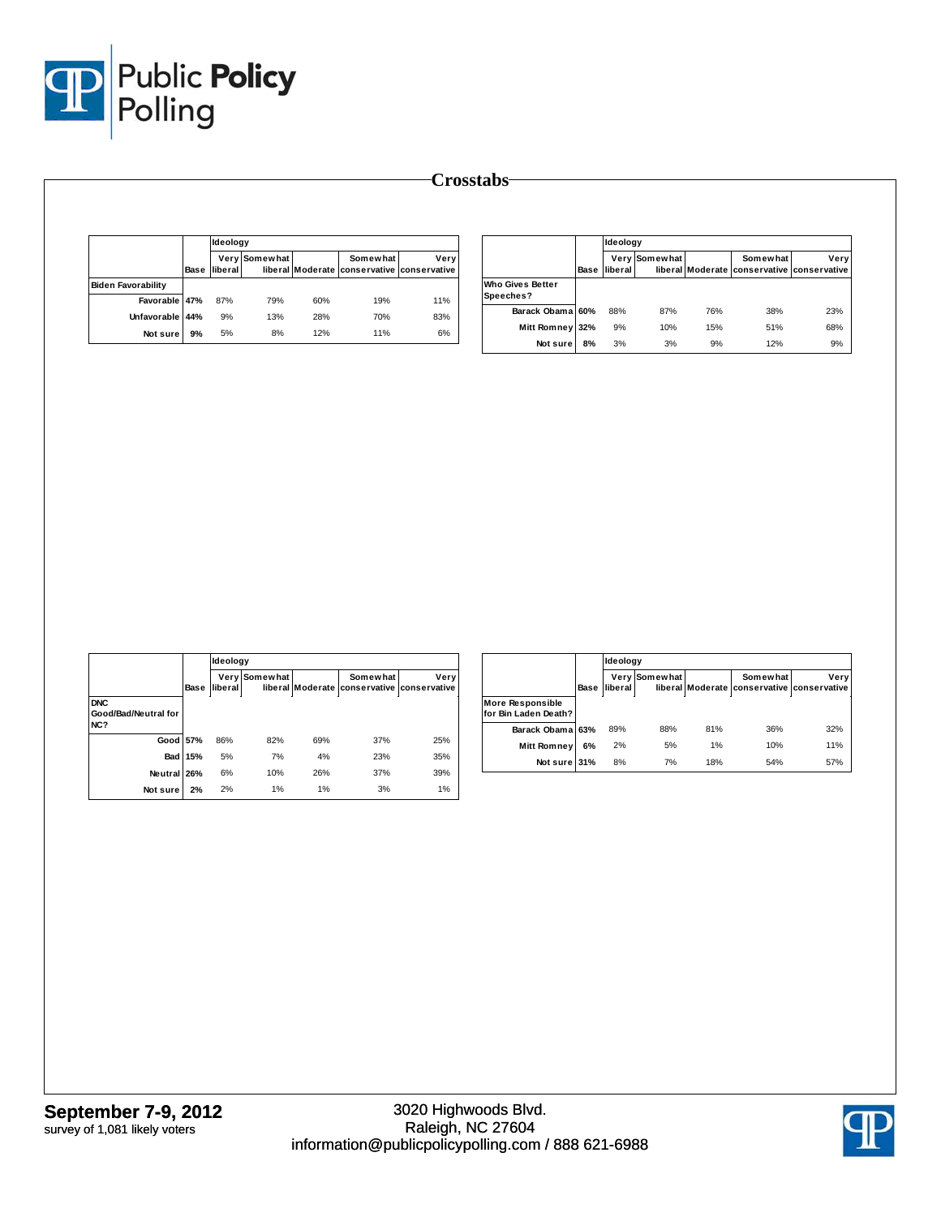# Crosstabs

| | Base | Ideology | | | | |
|---|---|---|---|---|---|---|
| | | Very liberal | Somewhat liberal | Moderate | Somewhat conservative | Very conservative |
| **Biden Favorability** | | | | | | |
| Favorable | 47% | 87% | 79% | 60% | 19% | 11% |
| Unfavorable | 44% | 9% | 13% | 28% | 70% | 83% |
| Not sure | 9% | 5% | 8% | 12% | 11% | 6% |

| | Base | Ideology | | | | |
|---|---|---|---|---|---|---|
| | | Very liberal | Somewhat liberal | Moderate | Somewhat conservative | Very conservative |
| **Who Gives Better Speeches?** | | | | | | |
| Barack Obama | 60% | 88% | 87% | 76% | 38% | 23% |
| Mitt Romney | 32% | 9% | 10% | 15% | 51% | 68% |
| Not sure | 8% | 3% | 3% | 9% | 12% | 9% |

| | Base | Ideology | | | | |
|---|---|---|---|---|---|---|
| | | Very liberal | Somewhat liberal | Moderate | Somewhat conservative | Very conservative |
| **DNC Good/Bad/Neutral for NC?** | | | | | | |
| Good | 57% | 86% | 82% | 69% | 37% | 25% |
| Bad | 15% | 5% | 7% | 4% | 23% | 35% |
| Neutral | 26% | 6% | 10% | 26% | 37% | 39% |
| Not sure | 2% | 2% | 1% | 1% | 3% | 1% |

| | Base | Ideology | | | | |
|---|---|---|---|---|---|---|
| | | Very liberal | Somewhat liberal | Moderate | Somewhat conservative | Very conservative |
| **More Responsible for Bin Laden Death?** | | | | | | |
| Barack Obama | 63% | 89% | 88% | 81% | 36% | 32% |
| Mitt Romney | 6% | 2% | 5% | 1% | 10% | 11% |
| Not sure | 31% | 8% | 7% | 18% | 54% | 57% |

**September 7-9, 2012**
survey of 1,081 likely voters

3020 Highwoods Blvd.
Raleigh, NC 27604
information@publicpolicypolling.com / 888 621-6988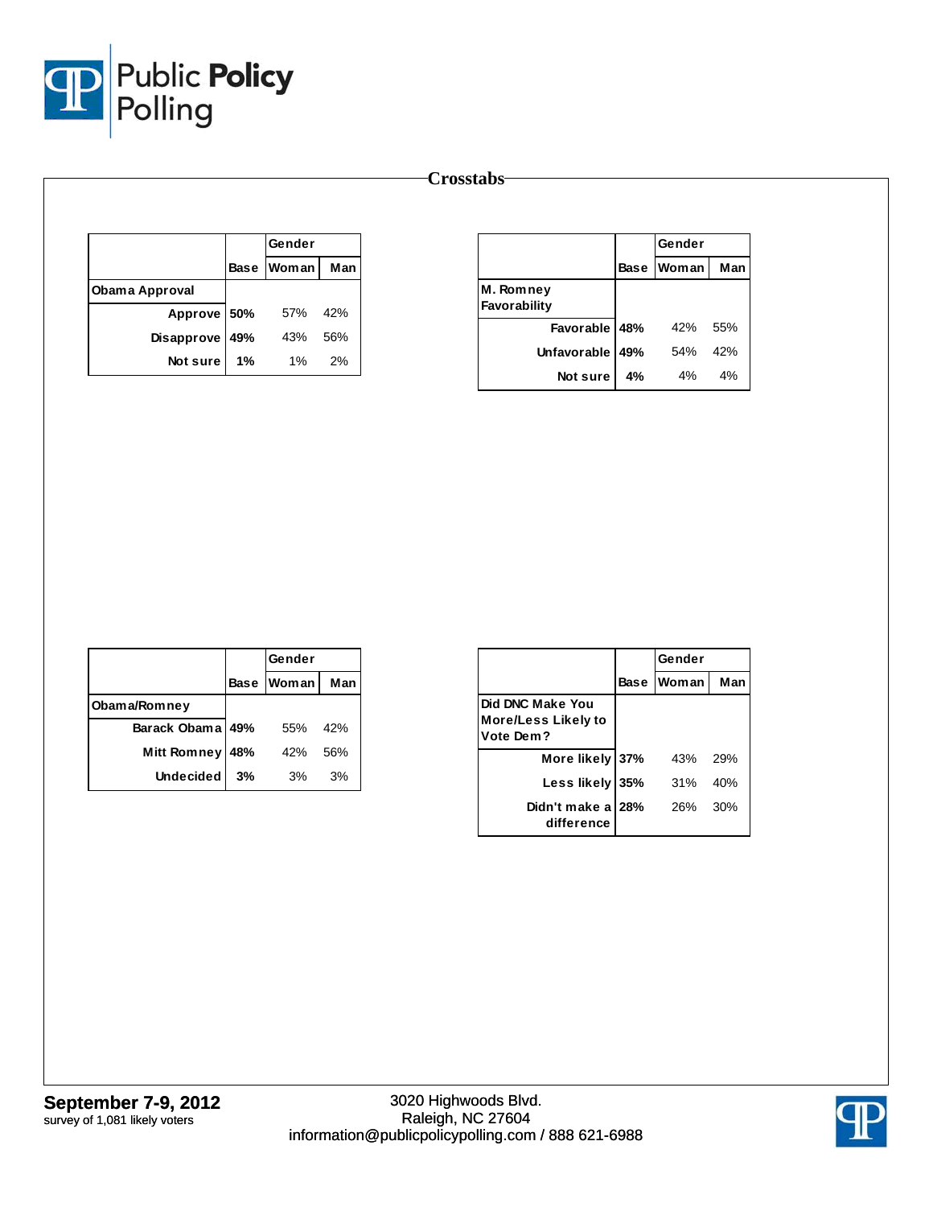## Crosstabs

| | Base | Gender | |
|---|---|---|---|
| | | Woman | Man |
| **Obama Approval** | | | |
| Approve | **50%** | 57% | 42% |
| Disapprove | **49%** | 43% | 56% |
| Not sure | **1%** | 1% | 2% |

| | Base | Gender | |
|---|---|---|---|
| | | Woman | Man |
| **M. Romney Favorability** | | | |
| Favorable | **48%** | 42% | 55% |
| Unfavorable | **49%** | 54% | 42% |
| Not sure | **4%** | 4% | 4% |

| | Base | Gender | |
|---|---|---|---|
| | | Woman | Man |
| **Obama/Romney** | | | |
| Barack Obama | **49%** | 55% | 42% |
| Mitt Romney | **48%** | 42% | 56% |
| Undecided | **3%** | 3% | 3% |

| | Base | Gender | |
|---|---|---|---|
| | | Woman | Man |
| **Did DNC Make You More/Less Likely to Vote Dem?** | | | |
| More likely | **37%** | 43% | 29% |
| Less likely | **35%** | 31% | 40% |
| Didn't make a difference | **28%** | 26% | 30% |

**September 7-9, 2012**
survey of 1,081 likely voters

3020 Highwoods Blvd.
Raleigh, NC 27604
information@publicpolicypolling.com / 888 621-6988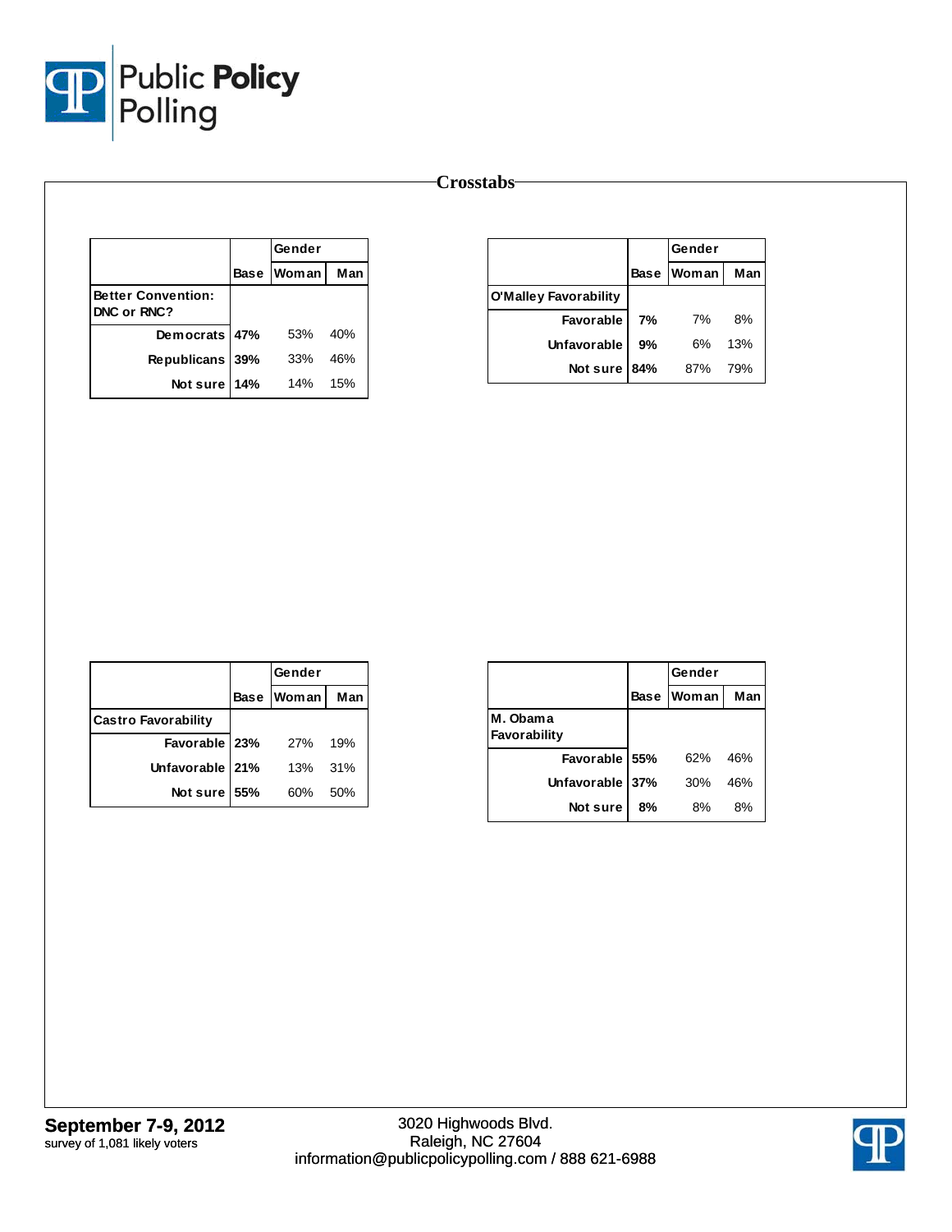Public Policy Polling

## Crosstabs

| | Base | Gender | |
|---|---|---|---|
| | | Woman | Man |
| **Better Convention: DNC or RNC?** | | | |
| Democrats | **47%** | 53% | 40% |
| Republicans | **39%** | 33% | 46% |
| Not sure | **14%** | 14% | 15% |

| | Base | Gender | |
|---|---|---|---|
| | | Woman | Man |
| **O'Malley Favorability** | | | |
| Favorable | **7%** | 7% | 8% |
| Unfavorable | **9%** | 6% | 13% |
| Not sure | **84%** | 87% | 79% |

| | Base | Gender | |
|---|---|---|---|
| | | Woman | Man |
| **Castro Favorability** | | | |
| Favorable | **23%** | 27% | 19% |
| Unfavorable | **21%** | 13% | 31% |
| Not sure | **55%** | 60% | 50% |

| | Base | Gender | |
|---|---|---|---|
| | | Woman | Man |
| **M. Obama Favorability** | | | |
| Favorable | **55%** | 62% | 46% |
| Unfavorable | **37%** | 30% | 46% |
| Not sure | **8%** | 8% | 8% |

**September 7-9, 2012**
survey of 1,081 likely voters

3020 Highwoods Blvd.
Raleigh, NC 27604
information@publicpolicypolling.com / 888 621-6988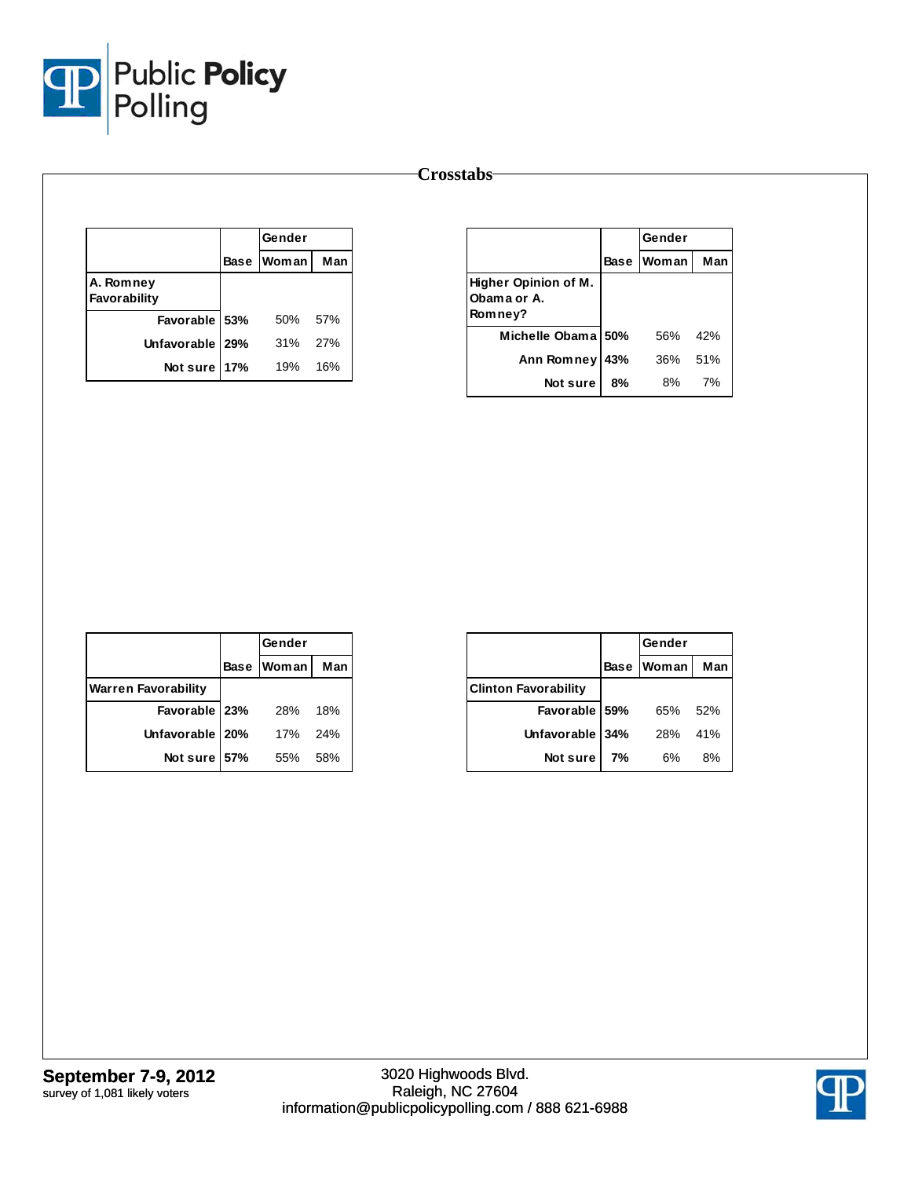## Crosstabs

| | | Gender | |
|---|---|---|---|
| | Base | Woman | Man |
| **A. Romney Favorability** | | | |
| Favorable | 53% | 50% | 57% |
| Unfavorable | 29% | 31% | 27% |
| Not sure | 17% | 19% | 16% |

| | | Gender | |
|---|---|---|---|
| | Base | Woman | Man |
| **Higher Opinion of M. Obama or A. Romney?** | | | |
| Michelle Obama | 50% | 56% | 42% |
| Ann Romney | 43% | 36% | 51% |
| Not sure | 8% | 8% | 7% |

| | | Gender | |
|---|---|---|---|
| | Base | Woman | Man |
| **Warren Favorability** | | | |
| Favorable | 23% | 28% | 18% |
| Unfavorable | 20% | 17% | 24% |
| Not sure | 57% | 55% | 58% |

| | | Gender | |
|---|---|---|---|
| | Base | Woman | Man |
| **Clinton Favorability** | | | |
| Favorable | 59% | 65% | 52% |
| Unfavorable | 34% | 28% | 41% |
| Not sure | 7% | 6% | 8% |

**September 7-9, 2012**
survey of 1,081 likely voters

3020 Highwoods Blvd.
Raleigh, NC 27604
information@publicpolicypolling.com / 888 621-6988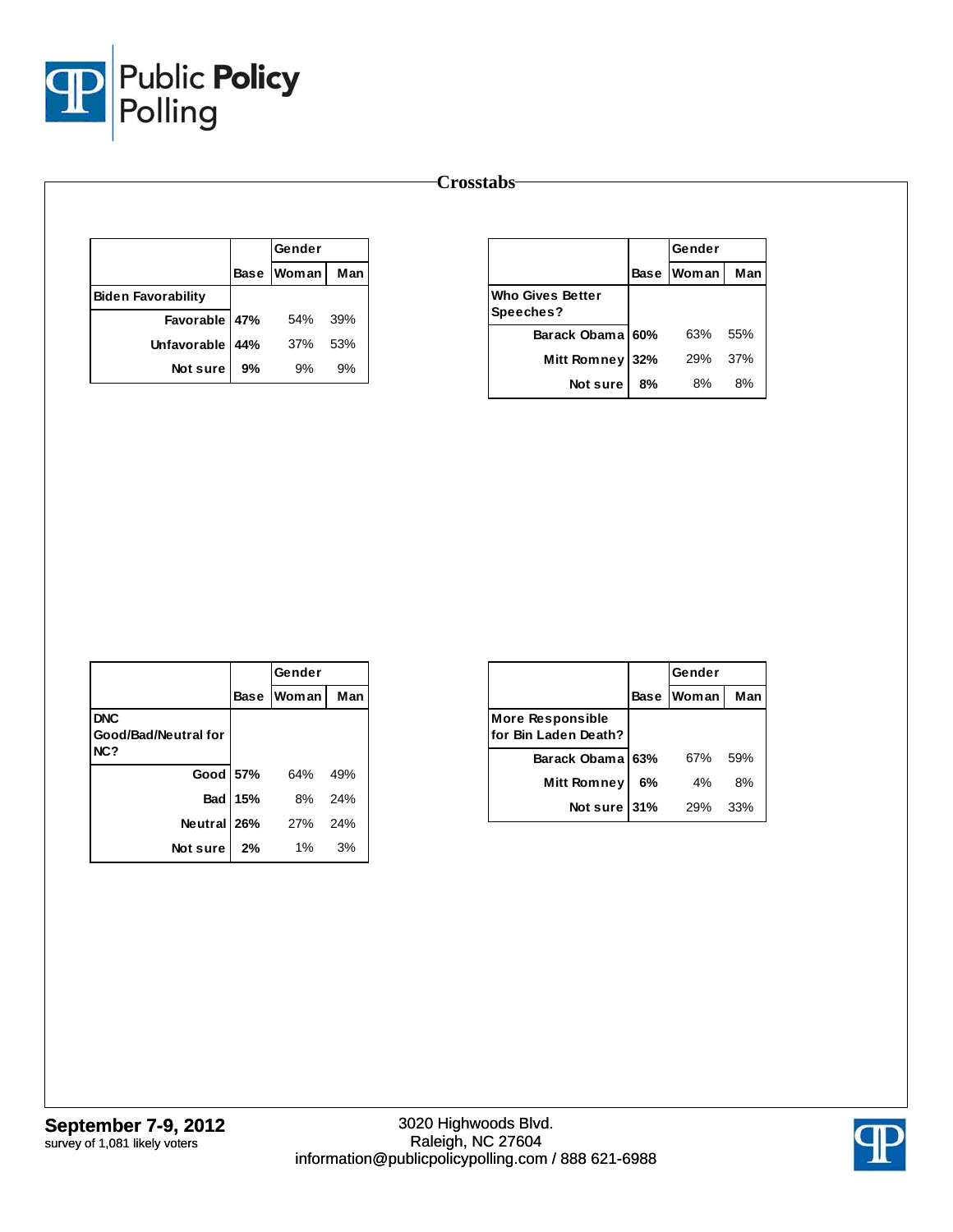## Crosstabs

| | Base | Gender | |
|---|---|---|---|
| | | Woman | Man |
| **Biden Favorability** | | | |
| Favorable | **47%** | 54% | 39% |
| Unfavorable | **44%** | 37% | 53% |
| Not sure | **9%** | 9% | 9% |

| | Base | Gender | |
|---|---|---|---|
| | | Woman | Man |
| **Who Gives Better Speeches?** | | | |
| Barack Obama | **60%** | 63% | 55% |
| Mitt Romney | **32%** | 29% | 37% |
| Not sure | **8%** | 8% | 8% |

| | Base | Gender | |
|---|---|---|---|
| | | Woman | Man |
| **DNC Good/Bad/Neutral for NC?** | | | |
| Good | **57%** | 64% | 49% |
| Bad | **15%** | 8% | 24% |
| Neutral | **26%** | 27% | 24% |
| Not sure | **2%** | 1% | 3% |

| | Base | Gender | |
|---|---|---|---|
| | | Woman | Man |
| **More Responsible for Bin Laden Death?** | | | |
| Barack Obama | **63%** | 67% | 59% |
| Mitt Romney | **6%** | 4% | 8% |
| Not sure | **31%** | 29% | 33% |

**September 7-9, 2012**
survey of 1,081 likely voters

3020 Highwoods Blvd.
Raleigh, NC 27604
information@publicpolicypolling.com / 888 621-6988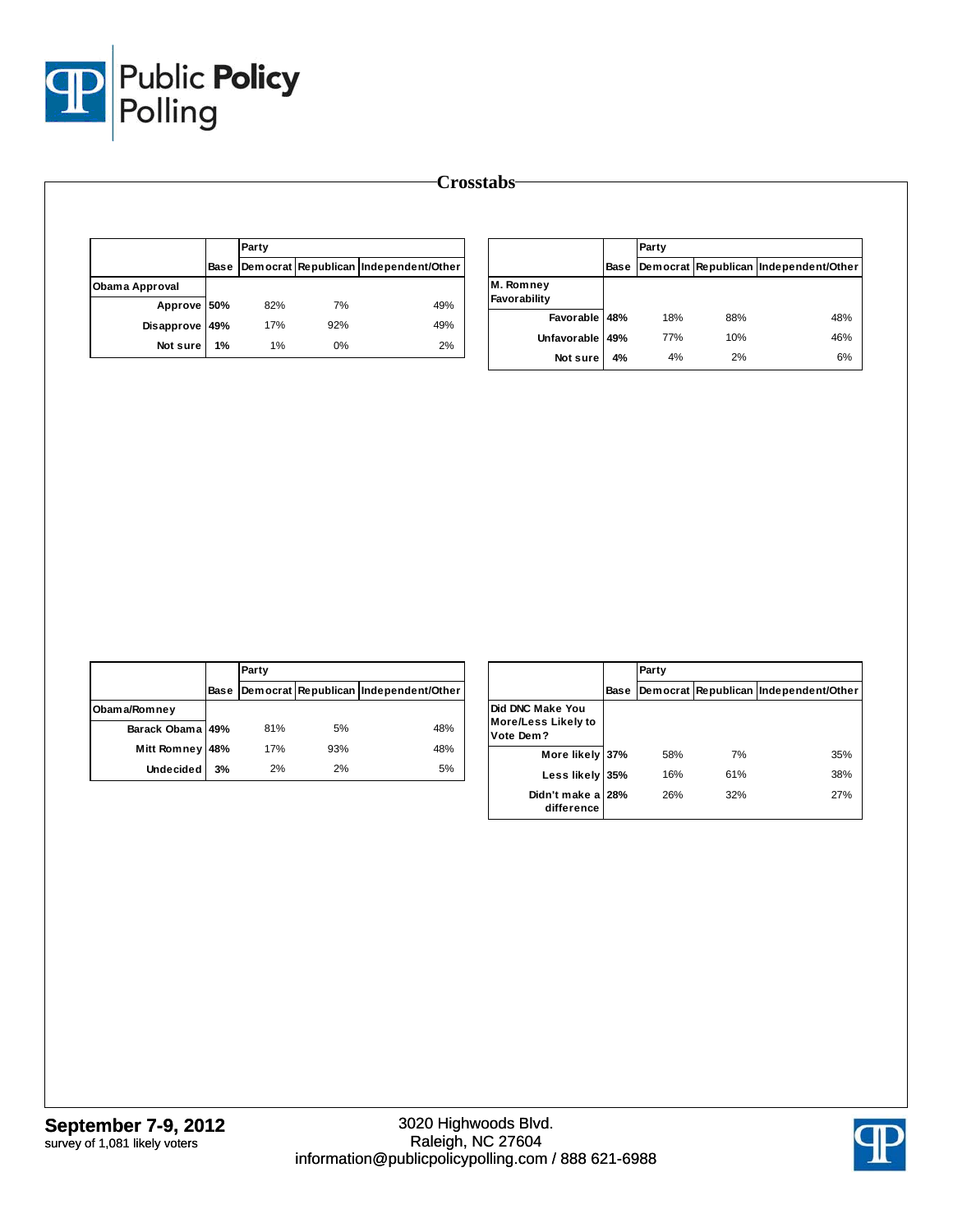# Crosstabs

| | | Party | | |
|---|---|---|---|---|
| | Base | Democrat | Republican | Independent/Other |
| **Obama Approval** | | | | |
| Approve | 50% | 82% | 7% | 49% |
| Disapprove | 49% | 17% | 92% | 49% |
| Not sure | 1% | 1% | 0% | 2% |

| | | Party | | |
|---|---|---|---|---|
| | Base | Democrat | Republican | Independent/Other |
| **M. Romney Favorability** | | | | |
| Favorable | 48% | 18% | 88% | 48% |
| Unfavorable | 49% | 77% | 10% | 46% |
| Not sure | 4% | 4% | 2% | 6% |

| | | Party | | |
|---|---|---|---|---|
| | Base | Democrat | Republican | Independent/Other |
| **Obama/Romney** | | | | |
| Barack Obama | 49% | 81% | 5% | 48% |
| Mitt Romney | 48% | 17% | 93% | 48% |
| Undecided | 3% | 2% | 2% | 5% |

| | | Party | | |
|---|---|---|---|---|
| | Base | Democrat | Republican | Independent/Other |
| **Did DNC Make You More/Less Likely to Vote Dem?** | | | | |
| More likely | 37% | 58% | 7% | 35% |
| Less likely | 35% | 16% | 61% | 38% |
| Didn't make a difference | 28% | 26% | 32% | 27% |

**September 7-9, 2012**
survey of 1,081 likely voters

3020 Highwoods Blvd.
Raleigh, NC 27604
information@publicpolicypolling.com / 888 621-6988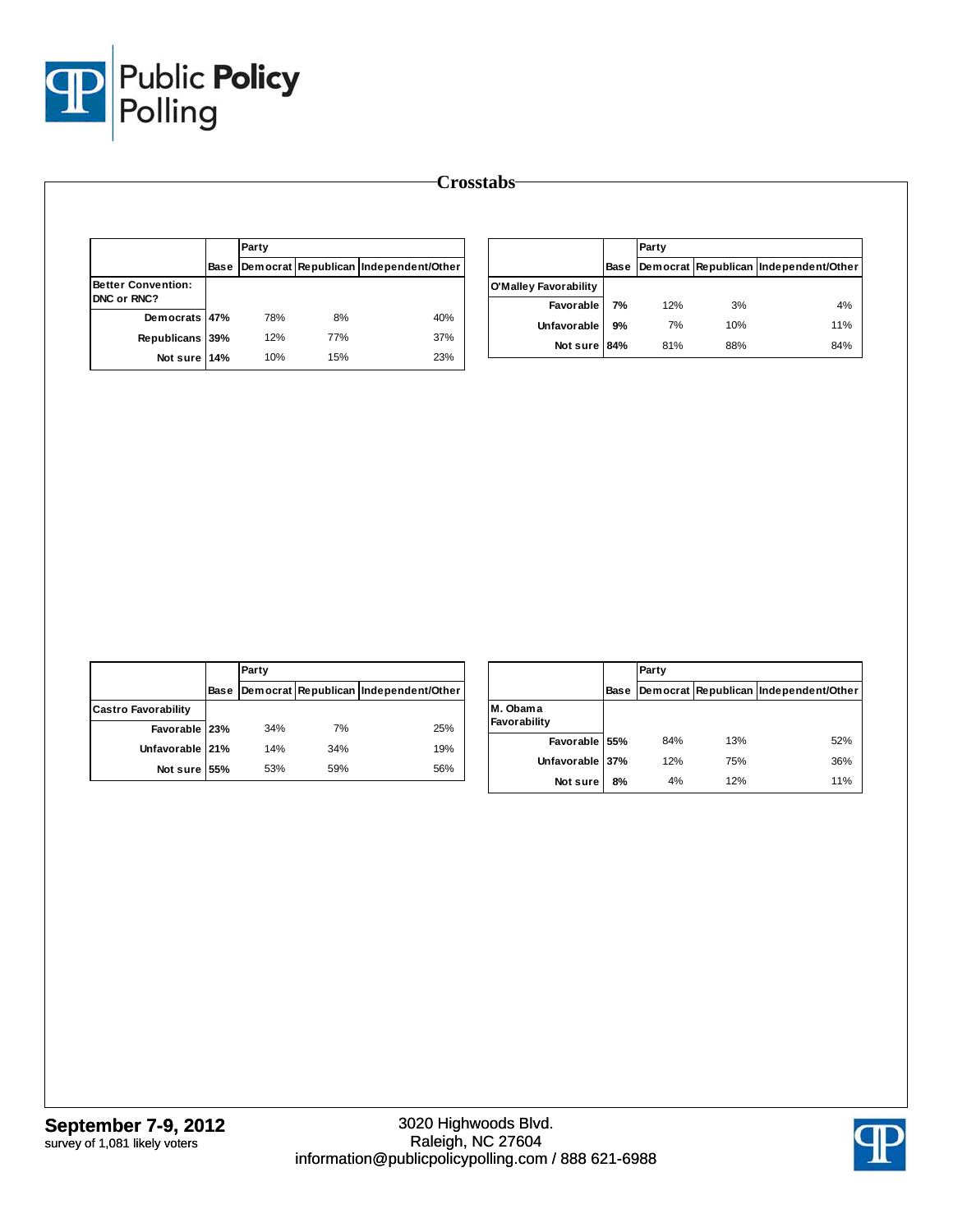# Crosstabs

| | Base | Party: Democrat | Republican | Independent/Other |
|---|---|---|---|---|
| **Better Convention: DNC or RNC?** | | | | |
| Democrats | **47%** | 78% | 8% | 40% |
| Republicans | **39%** | 12% | 77% | 37% |
| Not sure | **14%** | 10% | 15% | 23% |

| | Base | Party: Democrat | Republican | Independent/Other |
|---|---|---|---|---|
| **O'Malley Favorability** | | | | |
| Favorable | **7%** | 12% | 3% | 4% |
| Unfavorable | **9%** | 7% | 10% | 11% |
| Not sure | **84%** | 81% | 88% | 84% |

| | Base | Party: Democrat | Republican | Independent/Other |
|---|---|---|---|---|
| **Castro Favorability** | | | | |
| Favorable | **23%** | 34% | 7% | 25% |
| Unfavorable | **21%** | 14% | 34% | 19% |
| Not sure | **55%** | 53% | 59% | 56% |

| | Base | Party: Democrat | Republican | Independent/Other |
|---|---|---|---|---|
| **M. Obama Favorability** | | | | |
| Favorable | **55%** | 84% | 13% | 52% |
| Unfavorable | **37%** | 12% | 75% | 36% |
| Not sure | **8%** | 4% | 12% | 11% |

**September 7-9, 2012**
survey of 1,081 likely voters

3020 Highwoods Blvd.
Raleigh, NC 27604
information@publicpolicypolling.com / 888 621-6988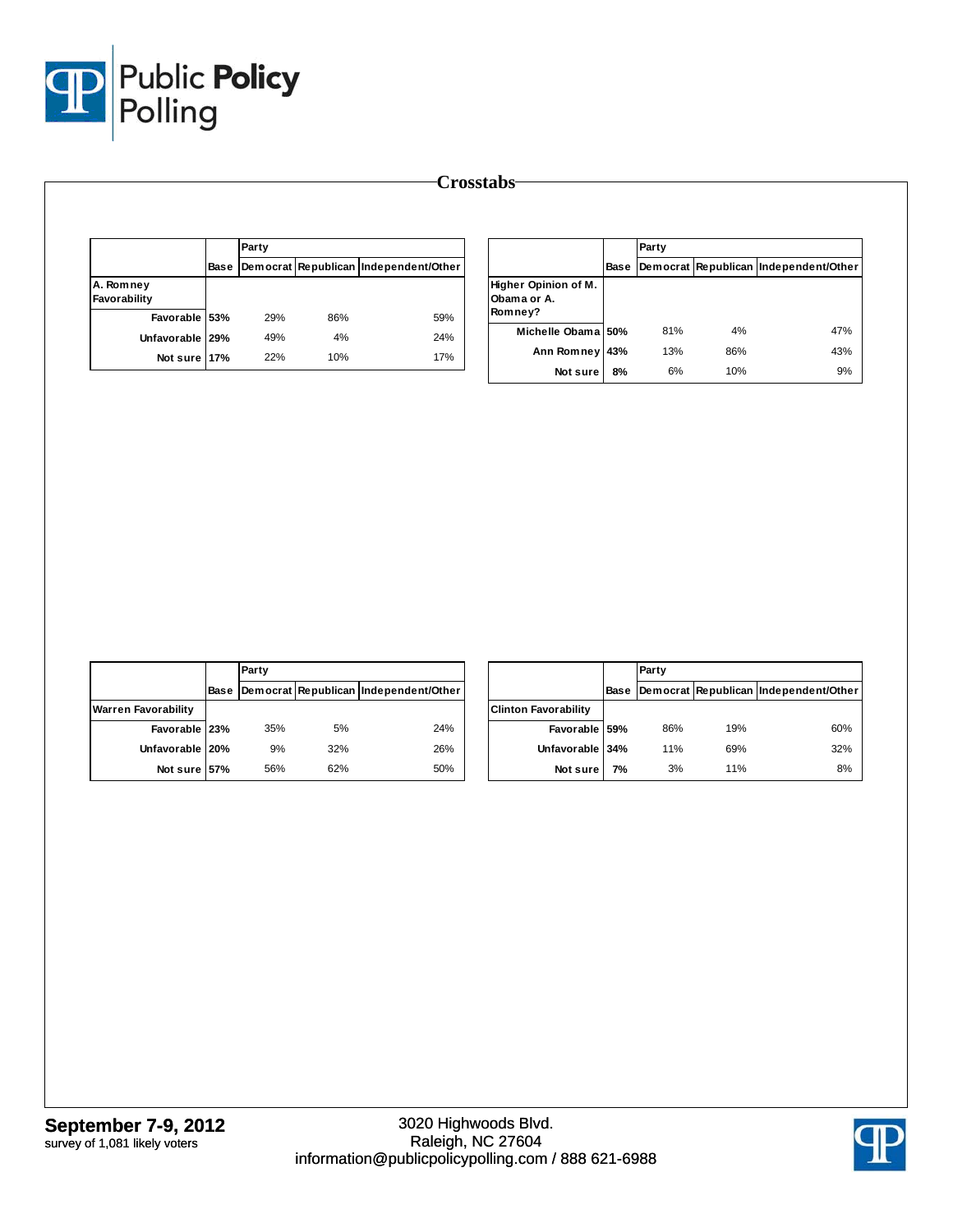# Crosstabs

| | Base | Party | | |
|---|---|---|---|---|
| | | Democrat | Republican | Independent/Other |
| **A. Romney Favorability** | | | | |
| Favorable | 53% | 29% | 86% | 59% |
| Unfavorable | 29% | 49% | 4% | 24% |
| Not sure | 17% | 22% | 10% | 17% |

| | Base | Party | | |
|---|---|---|---|---|
| | | Democrat | Republican | Independent/Other |
| **Higher Opinion of M. Obama or A. Romney?** | | | | |
| Michelle Obama | 50% | 81% | 4% | 47% |
| Ann Romney | 43% | 13% | 86% | 43% |
| Not sure | 8% | 6% | 10% | 9% |

| | Base | Party | | |
|---|---|---|---|---|
| | | Democrat | Republican | Independent/Other |
| **Warren Favorability** | | | | |
| Favorable | 23% | 35% | 5% | 24% |
| Unfavorable | 20% | 9% | 32% | 26% |
| Not sure | 57% | 56% | 62% | 50% |

| | Base | Party | | |
|---|---|---|---|---|
| | | Democrat | Republican | Independent/Other |
| **Clinton Favorability** | | | | |
| Favorable | 59% | 86% | 19% | 60% |
| Unfavorable | 34% | 11% | 69% | 32% |
| Not sure | 7% | 3% | 11% | 8% |

**September 7-9, 2012**
survey of 1,081 likely voters

3020 Highwoods Blvd.
Raleigh, NC 27604
information@publicpolicypolling.com / 888 621-6988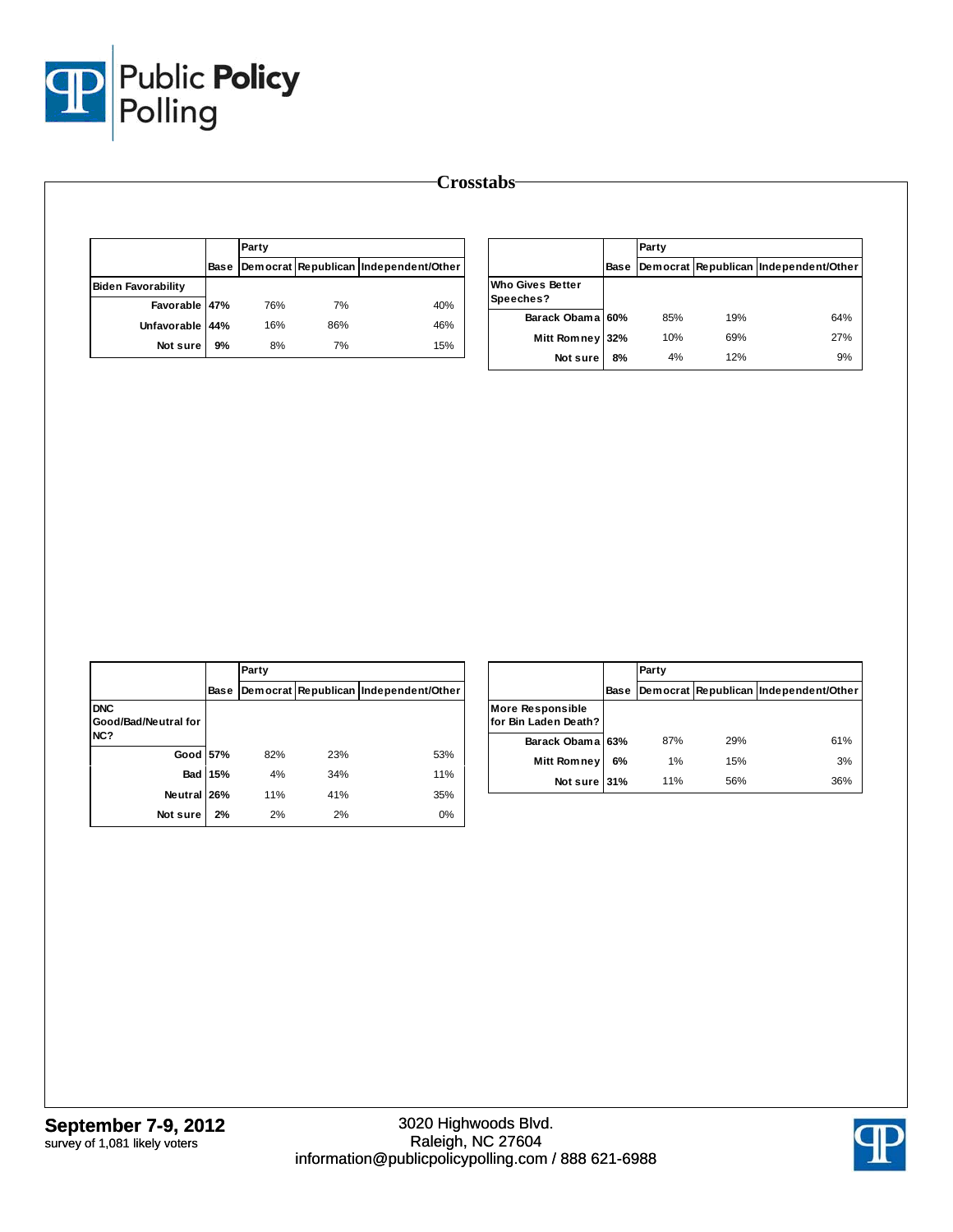# Crosstabs

| | | Party | | |
|---|---|---|---|---|
| | Base | Democrat | Republican | Independent/Other |
| **Biden Favorability** | | | | |
| Favorable | 47% | 76% | 7% | 40% |
| Unfavorable | 44% | 16% | 86% | 46% |
| Not sure | 9% | 8% | 7% | 15% |

| | | Party | | |
|---|---|---|---|---|
| | Base | Democrat | Republican | Independent/Other |
| **Who Gives Better Speeches?** | | | | |
| Barack Obama | 60% | 85% | 19% | 64% |
| Mitt Romney | 32% | 10% | 69% | 27% |
| Not sure | 8% | 4% | 12% | 9% |

| | | Party | | |
|---|---|---|---|---|
| | Base | Democrat | Republican | Independent/Other |
| **DNC Good/Bad/Neutral for NC?** | | | | |
| Good | 57% | 82% | 23% | 53% |
| Bad | 15% | 4% | 34% | 11% |
| Neutral | 26% | 11% | 41% | 35% |
| Not sure | 2% | 2% | 2% | 0% |

| | | Party | | |
|---|---|---|---|---|
| | Base | Democrat | Republican | Independent/Other |
| **More Responsible for Bin Laden Death?** | | | | |
| Barack Obama | 63% | 87% | 29% | 61% |
| Mitt Romney | 6% | 1% | 15% | 3% |
| Not sure | 31% | 11% | 56% | 36% |

**September 7-9, 2012**
survey of 1,081 likely voters

3020 Highwoods Blvd.
Raleigh, NC 27604
information@publicpolicypolling.com / 888 621-6988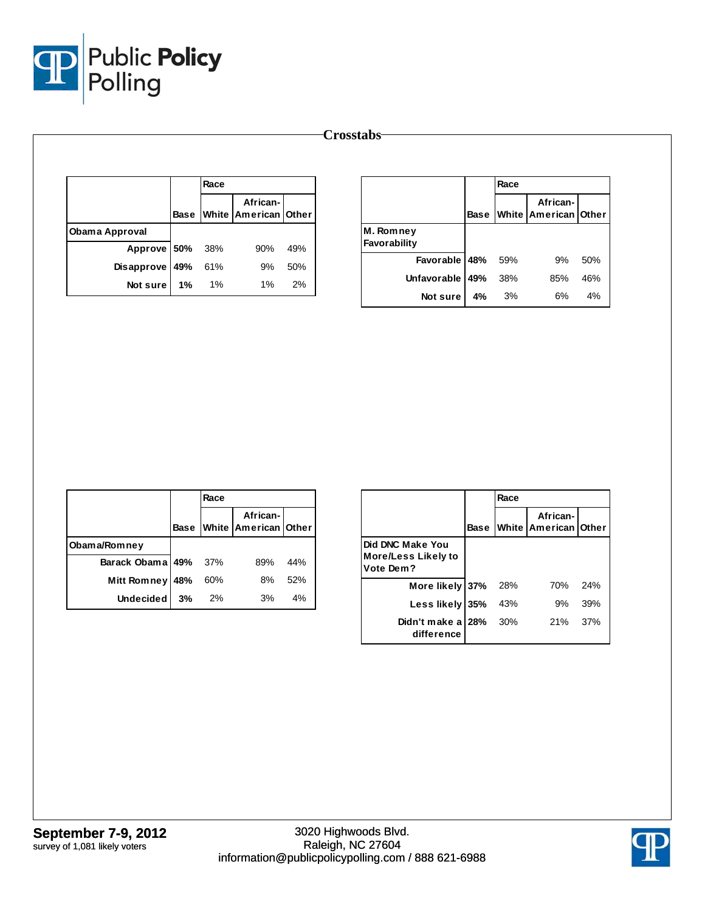## Crosstabs

| | Base | Race | | |
|---|---|---|---|---|
| | | White | African-American | Other |
| **Obama Approval** | | | | |
| Approve | **50%** | 38% | 90% | 49% |
| Disapprove | **49%** | 61% | 9% | 50% |
| Not sure | **1%** | 1% | 1% | 2% |

| | Base | Race | | |
|---|---|---|---|---|
| | | White | African-American | Other |
| **M. Romney Favorability** | | | | |
| Favorable | **48%** | 59% | 9% | 50% |
| Unfavorable | **49%** | 38% | 85% | 46% |
| Not sure | **4%** | 3% | 6% | 4% |

| | Base | Race | | |
|---|---|---|---|---|
| | | White | African-American | Other |
| **Obama/Romney** | | | | |
| Barack Obama | **49%** | 37% | 89% | 44% |
| Mitt Romney | **48%** | 60% | 8% | 52% |
| Undecided | **3%** | 2% | 3% | 4% |

| | Base | Race | | |
|---|---|---|---|---|
| | | White | African-American | Other |
| **Did DNC Make You More/Less Likely to Vote Dem?** | | | | |
| More likely | **37%** | 28% | 70% | 24% |
| Less likely | **35%** | 43% | 9% | 39% |
| Didn't make a difference | **28%** | 30% | 21% | 37% |

**September 7-9, 2012**
survey of 1,081 likely voters

3020 Highwoods Blvd.
Raleigh, NC 27604
information@publicpolicypolling.com / 888 621-6988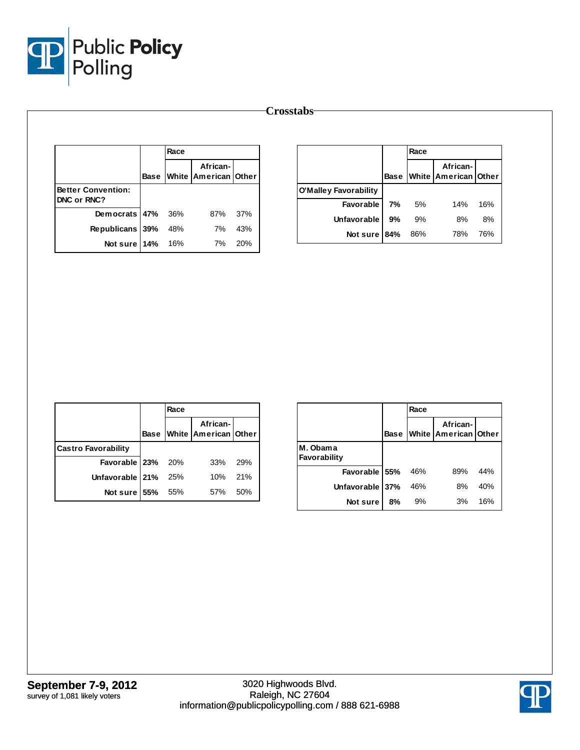# Crosstabs

| | Base | Race | | |
|---|---|---|---|---|
| | | White | African-American | Other |
| **Better Convention: DNC or RNC?** | | | | |
| Democrats | **47%** | 36% | 87% | 37% |
| Republicans | **39%** | 48% | 7% | 43% |
| Not sure | **14%** | 16% | 7% | 20% |

| | Base | Race | | |
|---|---|---|---|---|
| | | White | African-American | Other |
| **O'Malley Favorability** | | | | |
| Favorable | **7%** | 5% | 14% | 16% |
| Unfavorable | **9%** | 9% | 8% | 8% |
| Not sure | **84%** | 86% | 78% | 76% |

| | Base | Race | | |
|---|---|---|---|---|
| | | White | African-American | Other |
| **Castro Favorability** | | | | |
| Favorable | **23%** | 20% | 33% | 29% |
| Unfavorable | **21%** | 25% | 10% | 21% |
| Not sure | **55%** | 55% | 57% | 50% |

| | Base | Race | | |
|---|---|---|---|---|
| | | White | African-American | Other |
| **M. Obama Favorability** | | | | |
| Favorable | **55%** | 46% | 89% | 44% |
| Unfavorable | **37%** | 46% | 8% | 40% |
| Not sure | **8%** | 9% | 3% | 16% |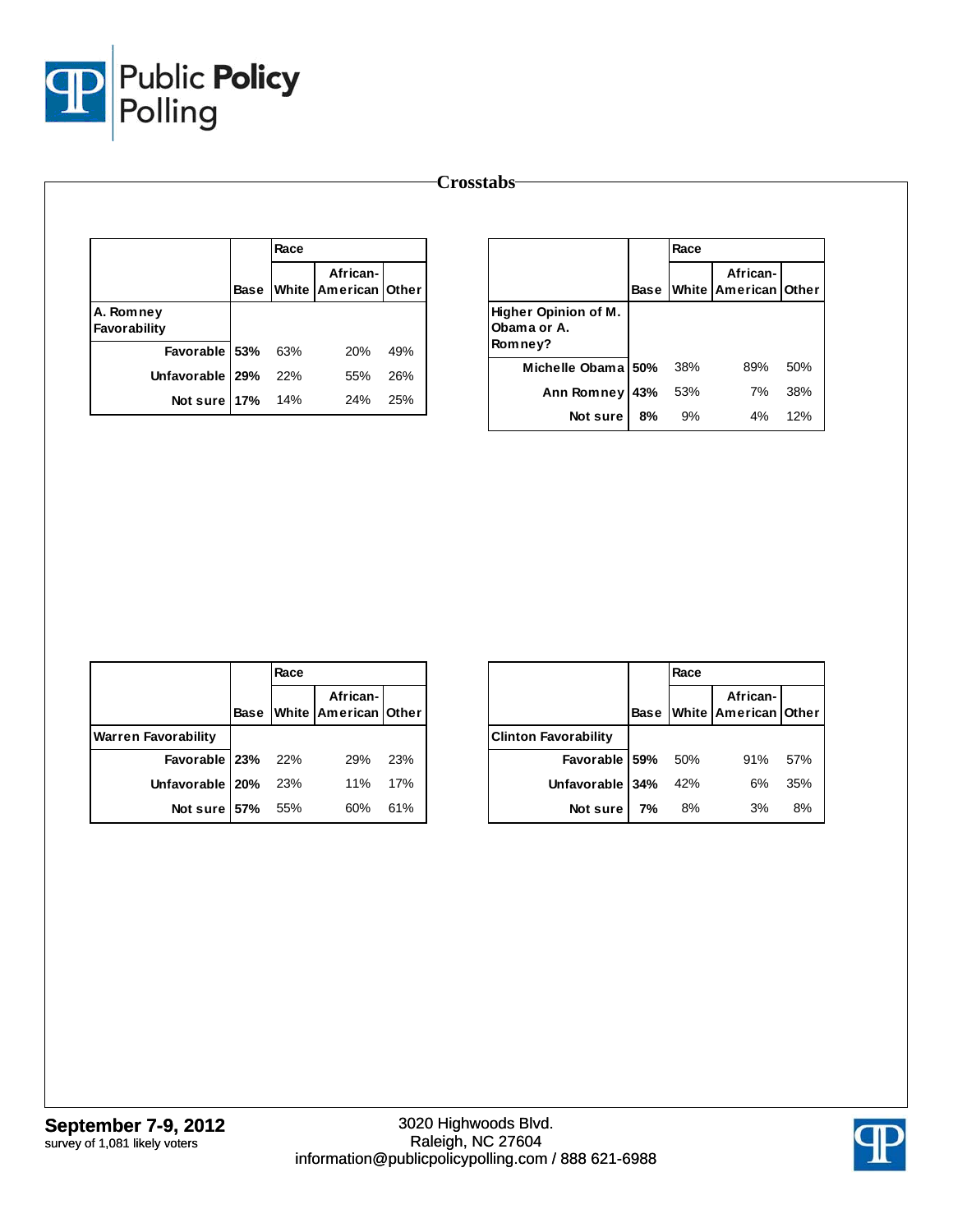## Crosstabs

| | Base | Race | | |
|---|---|---|---|---|
| | | White | African-American | Other |
| **A. Romney Favorability** | | | | |
| Favorable | 53% | 63% | 20% | 49% |
| Unfavorable | 29% | 22% | 55% | 26% |
| Not sure | 17% | 14% | 24% | 25% |

| | Base | Race | | |
|---|---|---|---|---|
| | | White | African-American | Other |
| **Higher Opinion of M. Obama or A. Romney?** | | | | |
| Michelle Obama | 50% | 38% | 89% | 50% |
| Ann Romney | 43% | 53% | 7% | 38% |
| Not sure | 8% | 9% | 4% | 12% |

| | Base | Race | | |
|---|---|---|---|---|
| | | White | African-American | Other |
| **Warren Favorability** | | | | |
| Favorable | 23% | 22% | 29% | 23% |
| Unfavorable | 20% | 23% | 11% | 17% |
| Not sure | 57% | 55% | 60% | 61% |

| | Base | Race | | |
|---|---|---|---|---|
| | | White | African-American | Other |
| **Clinton Favorability** | | | | |
| Favorable | 59% | 50% | 91% | 57% |
| Unfavorable | 34% | 42% | 6% | 35% |
| Not sure | 7% | 8% | 3% | 8% |

**September 7-9, 2012**
survey of 1,081 likely voters

3020 Highwoods Blvd.
Raleigh, NC 27604
information@publicpolicypolling.com / 888 621-6988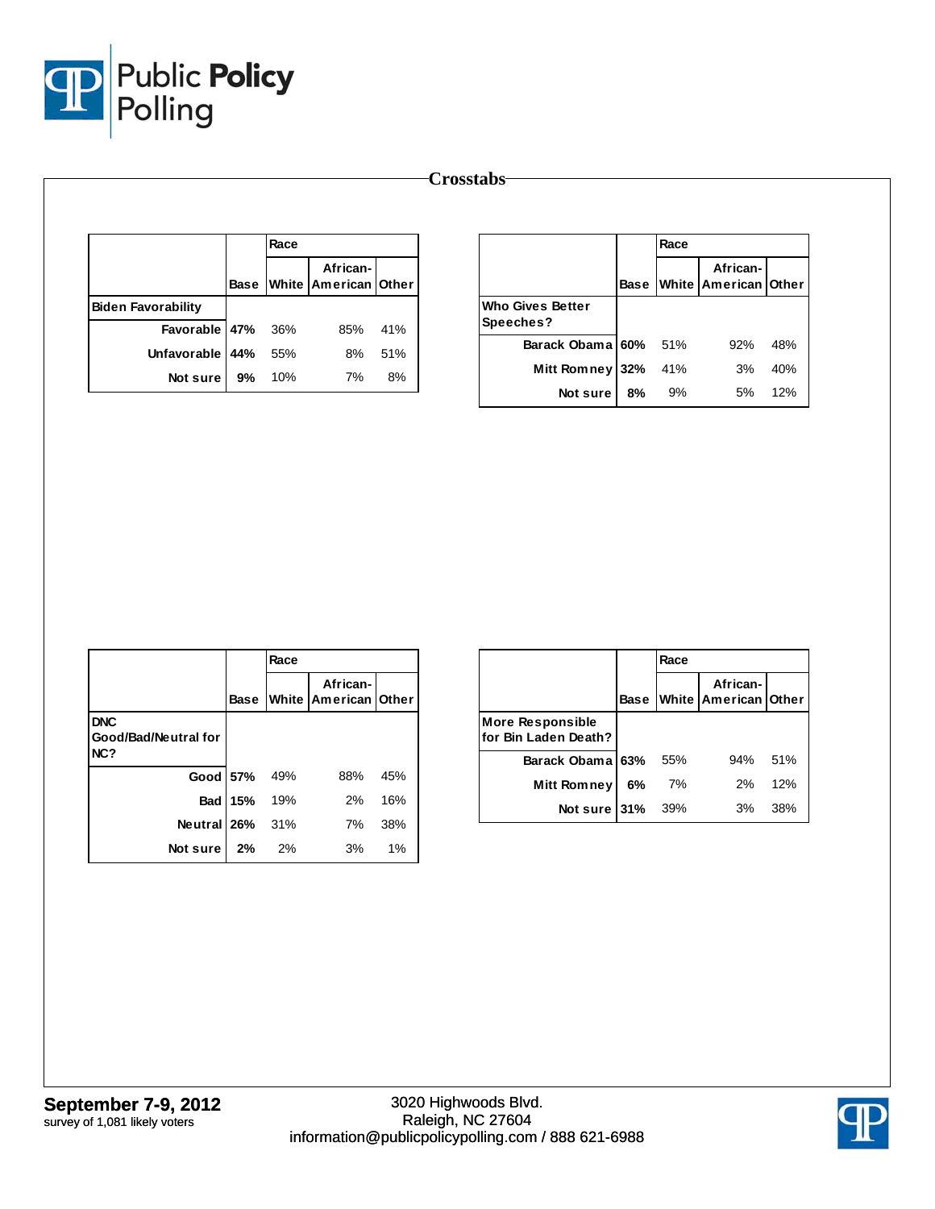# Crosstabs

| | Base | Race | | |
|---|---|---|---|---|
| | | White | African-American | Other |
| **Biden Favorability** | | | | |
| Favorable | 47% | 36% | 85% | 41% |
| Unfavorable | 44% | 55% | 8% | 51% |
| Not sure | 9% | 10% | 7% | 8% |

| | Base | Race | | |
|---|---|---|---|---|
| | | White | African-American | Other |
| **Who Gives Better Speeches?** | | | | |
| Barack Obama | 60% | 51% | 92% | 48% |
| Mitt Romney | 32% | 41% | 3% | 40% |
| Not sure | 8% | 9% | 5% | 12% |

| | Base | Race | | |
|---|---|---|---|---|
| | | White | African-American | Other |
| **DNC Good/Bad/Neutral for NC?** | | | | |
| Good | 57% | 49% | 88% | 45% |
| Bad | 15% | 19% | 2% | 16% |
| Neutral | 26% | 31% | 7% | 38% |
| Not sure | 2% | 2% | 3% | 1% |

| | Base | Race | | |
|---|---|---|---|---|
| | | White | African-American | Other |
| **More Responsible for Bin Laden Death?** | | | | |
| Barack Obama | 63% | 55% | 94% | 51% |
| Mitt Romney | 6% | 7% | 2% | 12% |
| Not sure | 31% | 39% | 3% | 38% |

**September 7-9, 2012**
survey of 1,081 likely voters

3020 Highwoods Blvd.
Raleigh, NC 27604
information@publicpolicypolling.com / 888 621-6988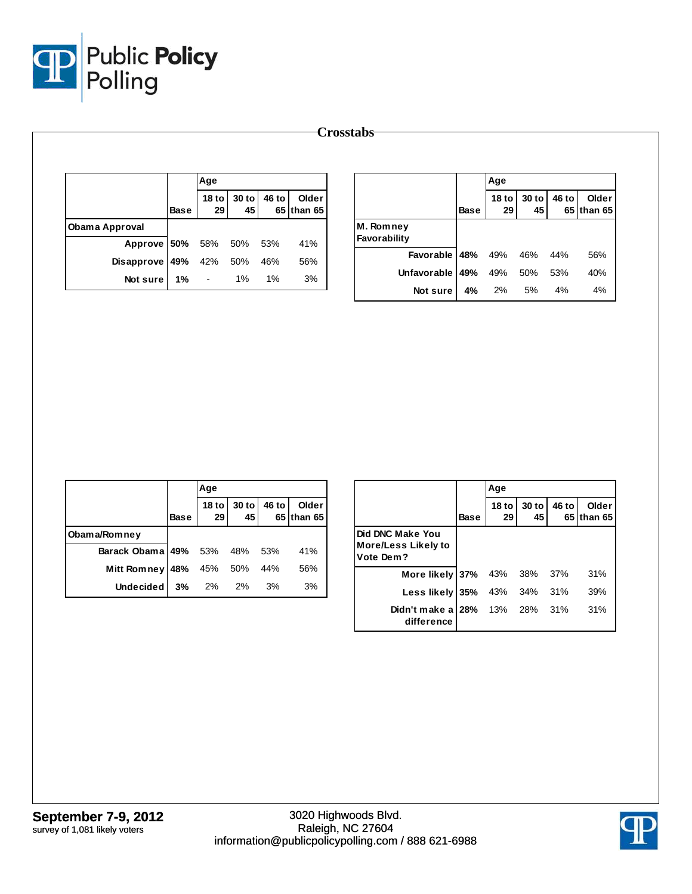Public Policy Polling

## Crosstabs

| | Base | Age | | | |
|---|---|---|---|---|---|
| | | 18 to 29 | 30 to 45 | 46 to 65 | Older than 65 |
| **Obama Approval** | | | | | |
| Approve | 50% | 58% | 50% | 53% | 41% |
| Disapprove | 49% | 42% | 50% | 46% | 56% |
| Not sure | 1% | - | 1% | 1% | 3% |

| | Base | Age | | | |
|---|---|---|---|---|---|
| | | 18 to 29 | 30 to 45 | 46 to 65 | Older than 65 |
| **M. Romney Favorability** | | | | | |
| Favorable | 48% | 49% | 46% | 44% | 56% |
| Unfavorable | 49% | 49% | 50% | 53% | 40% |
| Not sure | 4% | 2% | 5% | 4% | 4% |

| | Base | Age | | | |
|---|---|---|---|---|---|
| | | 18 to 29 | 30 to 45 | 46 to 65 | Older than 65 |
| **Obama/Romney** | | | | | |
| Barack Obama | 49% | 53% | 48% | 53% | 41% |
| Mitt Romney | 48% | 45% | 50% | 44% | 56% |
| Undecided | 3% | 2% | 2% | 3% | 3% |

| | Base | Age | | | |
|---|---|---|---|---|---|
| | | 18 to 29 | 30 to 45 | 46 to 65 | Older than 65 |
| **Did DNC Make You More/Less Likely to Vote Dem?** | | | | | |
| More likely | 37% | 43% | 38% | 37% | 31% |
| Less likely | 35% | 43% | 34% | 31% | 39% |
| Didn't make a difference | 28% | 13% | 28% | 31% | 31% |

**September 7-9, 2012**
survey of 1,081 likely voters

3020 Highwoods Blvd.
Raleigh, NC 27604
information@publicpolicypolling.com / 888 621-6988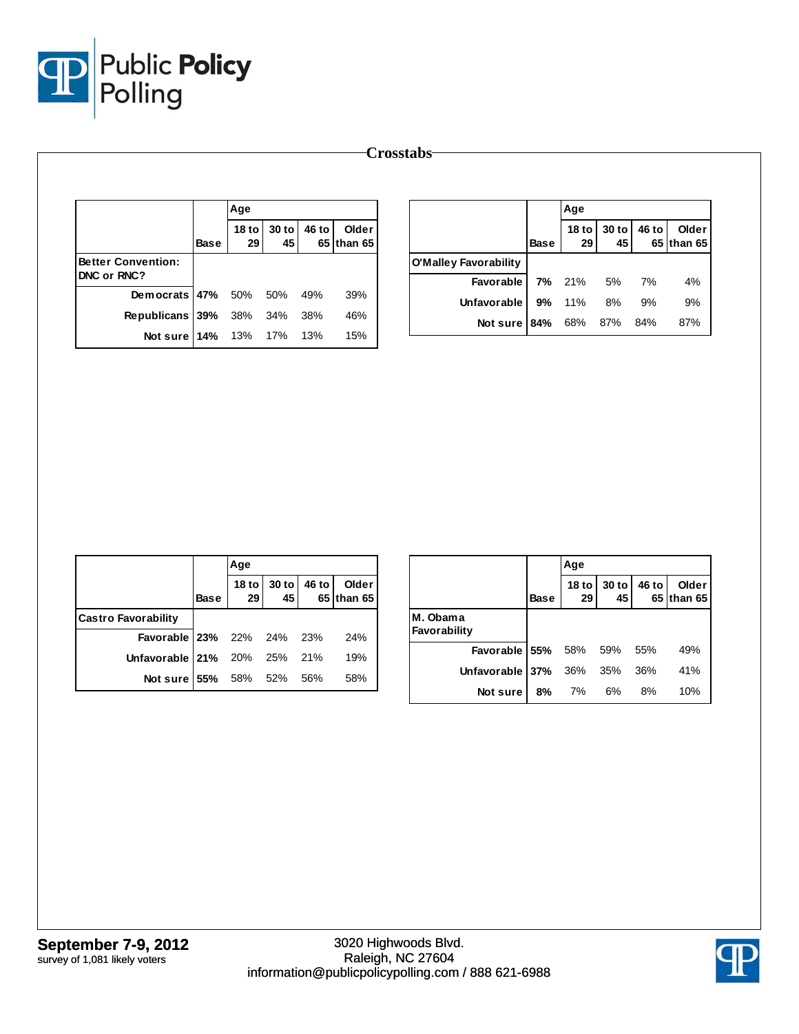# Crosstabs

| | Base | Age | | | |
|---|---|---|---|---|---|
| | | 18 to 29 | 30 to 45 | 46 to 65 | Older than 65 |
| **Better Convention: DNC or RNC?** | | | | | |
| Democrats | 47% | 50% | 50% | 49% | 39% |
| Republicans | 39% | 38% | 34% | 38% | 46% |
| Not sure | 14% | 13% | 17% | 13% | 15% |

| | Base | Age | | | |
|---|---|---|---|---|---|
| | | 18 to 29 | 30 to 45 | 46 to 65 | Older than 65 |
| **O'Malley Favorability** | | | | | |
| Favorable | 7% | 21% | 5% | 7% | 4% |
| Unfavorable | 9% | 11% | 8% | 9% | 9% |
| Not sure | 84% | 68% | 87% | 84% | 87% |

| | Base | Age | | | |
|---|---|---|---|---|---|
| | | 18 to 29 | 30 to 45 | 46 to 65 | Older than 65 |
| **Castro Favorability** | | | | | |
| Favorable | 23% | 22% | 24% | 23% | 24% |
| Unfavorable | 21% | 20% | 25% | 21% | 19% |
| Not sure | 55% | 58% | 52% | 56% | 58% |

| | Base | Age | | | |
|---|---|---|---|---|---|
| | | 18 to 29 | 30 to 45 | 46 to 65 | Older than 65 |
| **M. Obama Favorability** | | | | | |
| Favorable | 55% | 58% | 59% | 55% | 49% |
| Unfavorable | 37% | 36% | 35% | 36% | 41% |
| Not sure | 8% | 7% | 6% | 8% | 10% |

**September 7-9, 2012**
survey of 1,081 likely voters

3020 Highwoods Blvd.
Raleigh, NC 27604
information@publicpolicypolling.com / 888 621-6988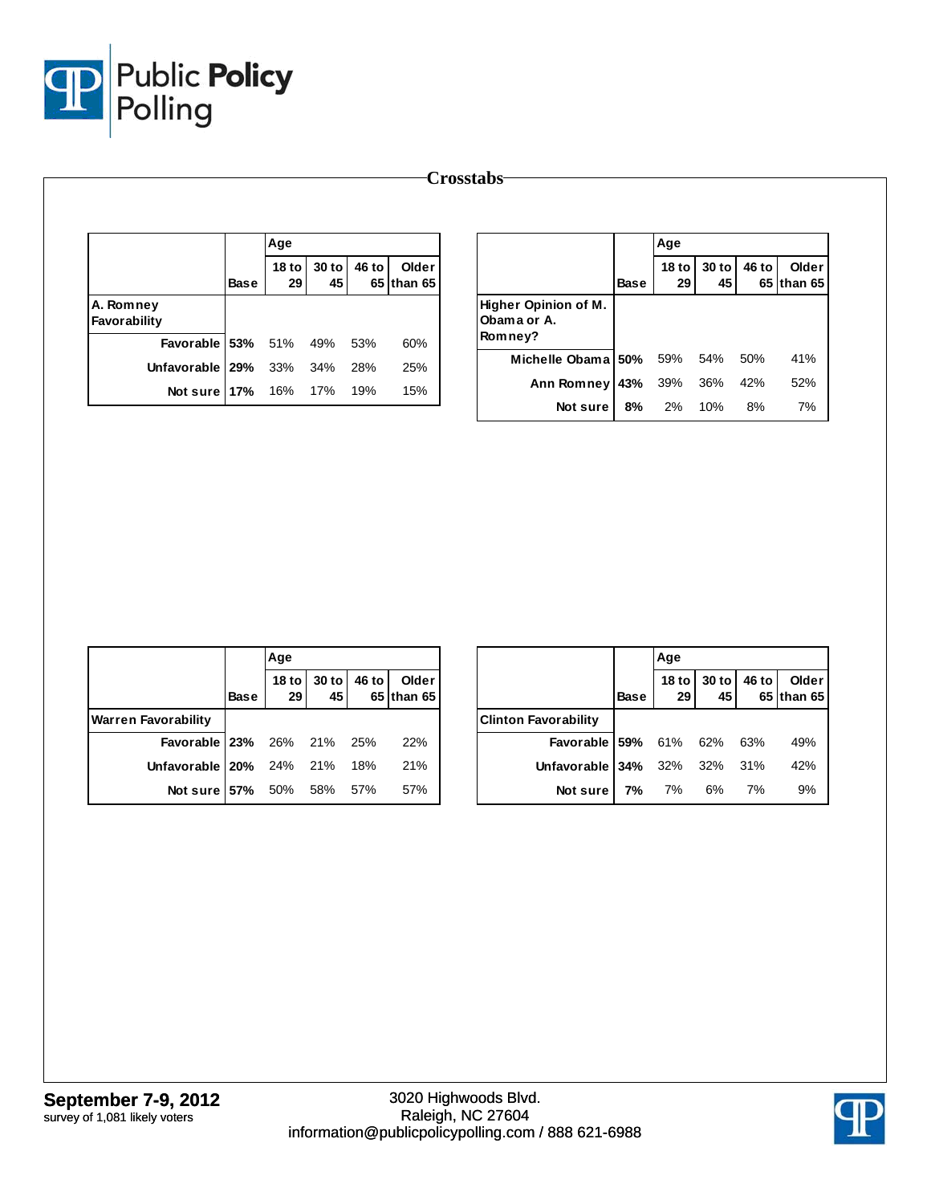Public Policy Polling

## Crosstabs

| | Base | Age | | | |
|---|---|---|---|---|---|
| | | 18 to 29 | 30 to 45 | 46 to 65 | Older than 65 |
| **A. Romney Favorability** | | | | | |
| Favorable | 53% | 51% | 49% | 53% | 60% |
| Unfavorable | 29% | 33% | 34% | 28% | 25% |
| Not sure | 17% | 16% | 17% | 19% | 15% |

| | Base | Age | | | |
|---|---|---|---|---|---|
| | | 18 to 29 | 30 to 45 | 46 to 65 | Older than 65 |
| **Higher Opinion of M. Obama or A. Romney?** | | | | | |
| Michelle Obama | 50% | 59% | 54% | 50% | 41% |
| Ann Romney | 43% | 39% | 36% | 42% | 52% |
| Not sure | 8% | 2% | 10% | 8% | 7% |

| | Base | Age | | | |
|---|---|---|---|---|---|
| | | 18 to 29 | 30 to 45 | 46 to 65 | Older than 65 |
| **Warren Favorability** | | | | | |
| Favorable | 23% | 26% | 21% | 25% | 22% |
| Unfavorable | 20% | 24% | 21% | 18% | 21% |
| Not sure | 57% | 50% | 58% | 57% | 57% |

| | Base | Age | | | |
|---|---|---|---|---|---|
| | | 18 to 29 | 30 to 45 | 46 to 65 | Older than 65 |
| **Clinton Favorability** | | | | | |
| Favorable | 59% | 61% | 62% | 63% | 49% |
| Unfavorable | 34% | 32% | 32% | 31% | 42% |
| Not sure | 7% | 7% | 6% | 7% | 9% |

**September 7-9, 2012**
survey of 1,081 likely voters

3020 Highwoods Blvd.
Raleigh, NC 27604
information@publicpolicypolling.com / 888 621-6988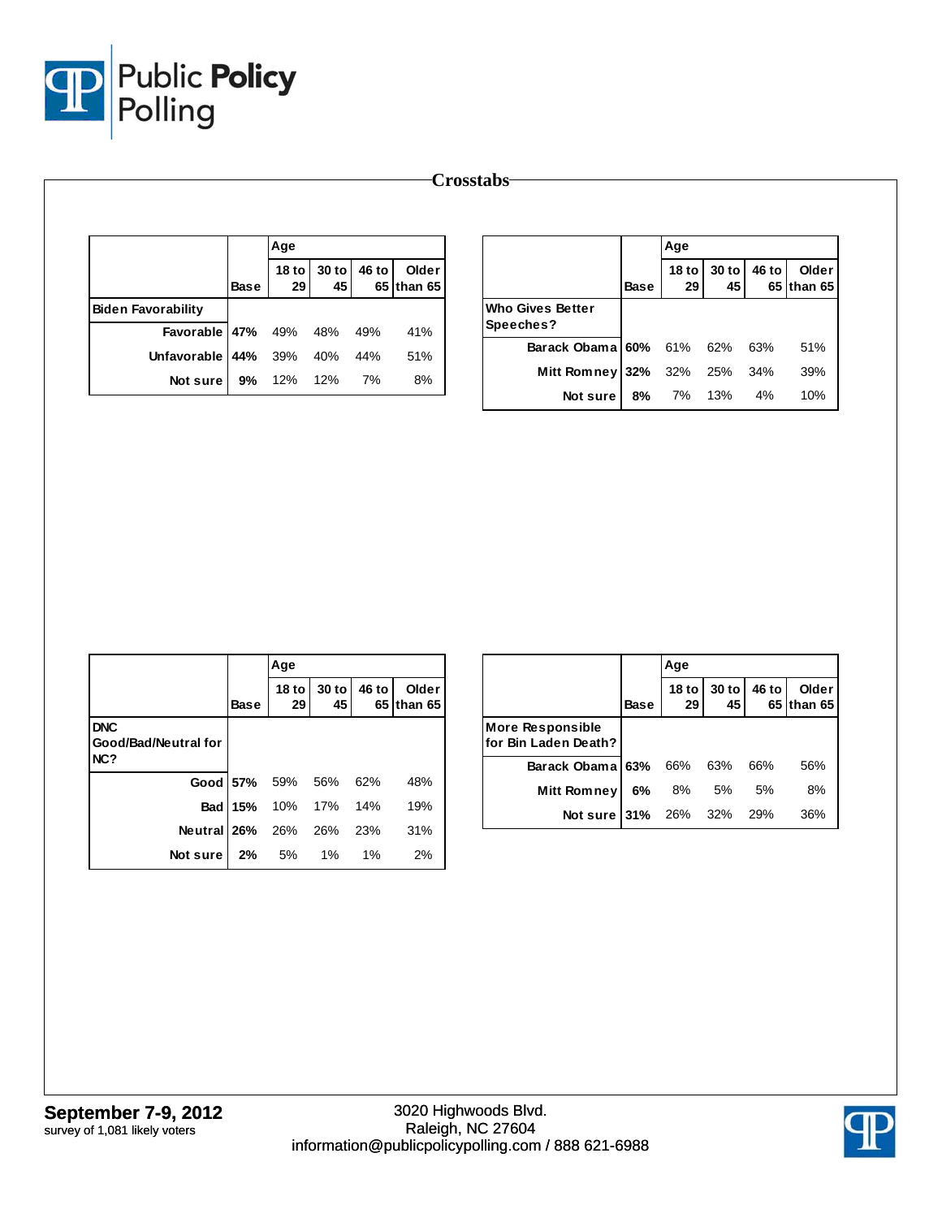# Crosstabs

| | Base | Age | | | |
|---|---|---|---|---|---|
| | | 18 to 29 | 30 to 45 | 46 to 65 | Older than 65 |
| **Biden Favorability** | | | | | |
| Favorable | **47%** | 49% | 48% | 49% | 41% |
| Unfavorable | **44%** | 39% | 40% | 44% | 51% |
| Not sure | **9%** | 12% | 12% | 7% | 8% |

| | Base | Age | | | |
|---|---|---|---|---|---|
| | | 18 to 29 | 30 to 45 | 46 to 65 | Older than 65 |
| **Who Gives Better Speeches?** | | | | | |
| Barack Obama | **60%** | 61% | 62% | 63% | 51% |
| Mitt Romney | **32%** | 32% | 25% | 34% | 39% |
| Not sure | **8%** | 7% | 13% | 4% | 10% |

| | Base | Age | | | |
|---|---|---|---|---|---|
| | | 18 to 29 | 30 to 45 | 46 to 65 | Older than 65 |
| **DNC Good/Bad/Neutral for NC?** | | | | | |
| Good | **57%** | 59% | 56% | 62% | 48% |
| Bad | **15%** | 10% | 17% | 14% | 19% |
| Neutral | **26%** | 26% | 26% | 23% | 31% |
| Not sure | **2%** | 5% | 1% | 1% | 2% |

| | Base | Age | | | |
|---|---|---|---|---|---|
| | | 18 to 29 | 30 to 45 | 46 to 65 | Older than 65 |
| **More Responsible for Bin Laden Death?** | | | | | |
| Barack Obama | **63%** | 66% | 63% | 66% | 56% |
| Mitt Romney | **6%** | 8% | 5% | 5% | 8% |
| Not sure | **31%** | 26% | 32% | 29% | 36% |

**September 7-9, 2012**
survey of 1,081 likely voters

3020 Highwoods Blvd.
Raleigh, NC 27604
information@publicpolicypolling.com / 888 621-6988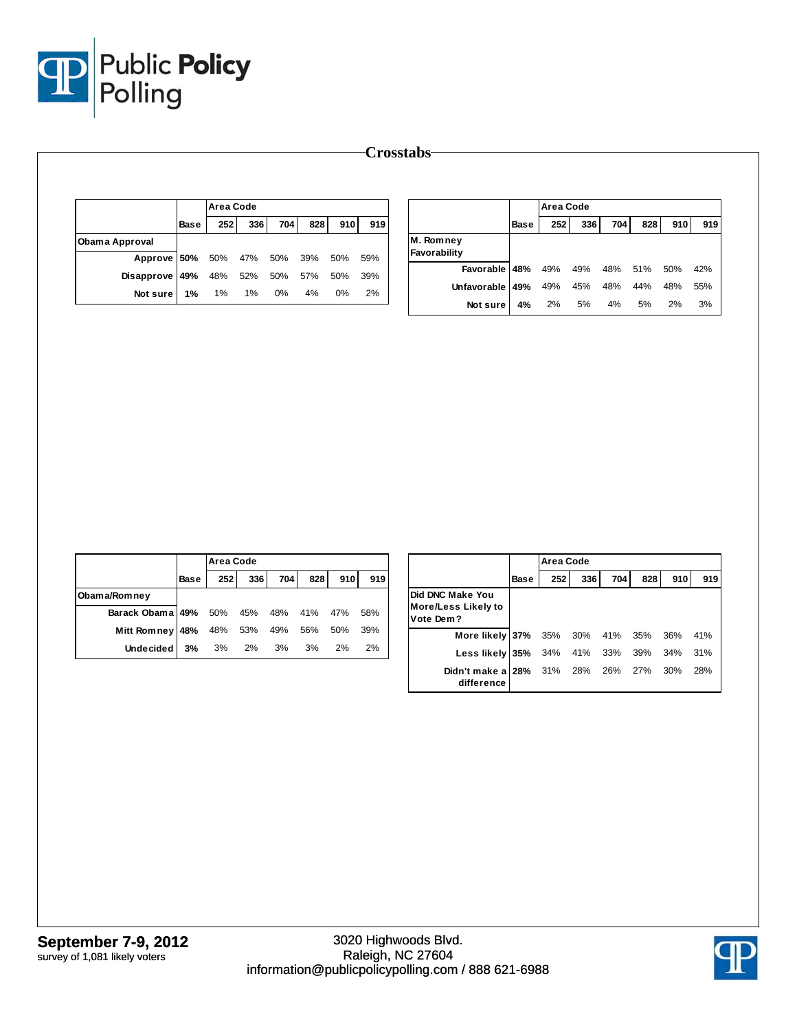# Crosstabs

| | Base | Area Code 252 | 336 | 704 | 828 | 910 | 919 |
|---|---|---|---|---|---|---|---|
| **Obama Approval** | | | | | | | |
| Approve | **50%** | 50% | 47% | 50% | 39% | 50% | 59% |
| Disapprove | **49%** | 48% | 52% | 50% | 57% | 50% | 39% |
| Not sure | **1%** | 1% | 1% | 0% | 4% | 0% | 2% |

| | Base | Area Code 252 | 336 | 704 | 828 | 910 | 919 |
|---|---|---|---|---|---|---|---|
| **M. Romney Favorability** | | | | | | | |
| Favorable | **48%** | 49% | 49% | 48% | 51% | 50% | 42% |
| Unfavorable | **49%** | 49% | 45% | 48% | 44% | 48% | 55% |
| Not sure | **4%** | 2% | 5% | 4% | 5% | 2% | 3% |

| | Base | Area Code 252 | 336 | 704 | 828 | 910 | 919 |
|---|---|---|---|---|---|---|---|
| **Obama/Romney** | | | | | | | |
| Barack Obama | **49%** | 50% | 45% | 48% | 41% | 47% | 58% |
| Mitt Romney | **48%** | 48% | 53% | 49% | 56% | 50% | 39% |
| Undecided | **3%** | 3% | 2% | 3% | 3% | 2% | 2% |

| | Base | Area Code 252 | 336 | 704 | 828 | 910 | 919 |
|---|---|---|---|---|---|---|---|
| **Did DNC Make You More/Less Likely to Vote Dem?** | | | | | | | |
| More likely | **37%** | 35% | 30% | 41% | 35% | 36% | 41% |
| Less likely | **35%** | 34% | 41% | 33% | 39% | 34% | 31% |
| Didn't make a difference | **28%** | 31% | 28% | 26% | 27% | 30% | 28% |

**September 7-9, 2012**
survey of 1,081 likely voters

3020 Highwoods Blvd.
Raleigh, NC 27604
information@publicpolicypolling.com / 888 621-6988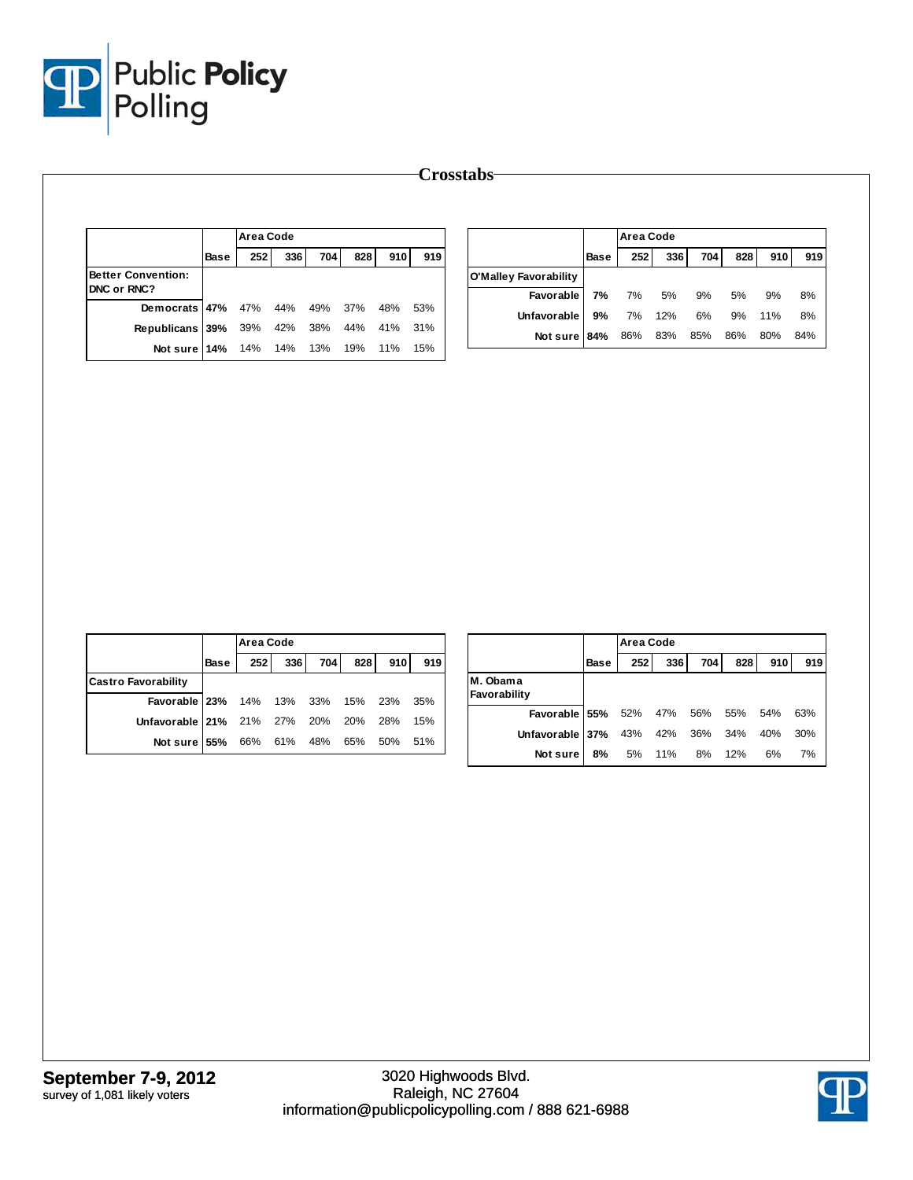## Crosstabs

| Better Convention: DNC or RNC? | Base | Area Code 252 | 336 | 704 | 828 | 910 | 919 |
|---|---|---|---|---|---|---|---|
| Democrats | 47% | 47% | 44% | 49% | 37% | 48% | 53% |
| Republicans | 39% | 39% | 42% | 38% | 44% | 41% | 31% |
| Not sure | 14% | 14% | 14% | 13% | 19% | 11% | 15% |

| O'Malley Favorability | Base | Area Code 252 | 336 | 704 | 828 | 910 | 919 |
|---|---|---|---|---|---|---|---|
| Favorable | 7% | 7% | 5% | 9% | 5% | 9% | 8% |
| Unfavorable | 9% | 7% | 12% | 6% | 9% | 11% | 8% |
| Not sure | 84% | 86% | 83% | 85% | 86% | 80% | 84% |

| Castro Favorability | Base | Area Code 252 | 336 | 704 | 828 | 910 | 919 |
|---|---|---|---|---|---|---|---|
| Favorable | 23% | 14% | 13% | 33% | 15% | 23% | 35% |
| Unfavorable | 21% | 21% | 27% | 20% | 20% | 28% | 15% |
| Not sure | 55% | 66% | 61% | 48% | 65% | 50% | 51% |

| M. Obama Favorability | Base | Area Code 252 | 336 | 704 | 828 | 910 | 919 |
|---|---|---|---|---|---|---|---|
| Favorable | 55% | 52% | 47% | 56% | 55% | 54% | 63% |
| Unfavorable | 37% | 43% | 42% | 36% | 34% | 40% | 30% |
| Not sure | 8% | 5% | 11% | 8% | 12% | 6% | 7% |

**September 7-9, 2012**
survey of 1,081 likely voters

3020 Highwoods Blvd.
Raleigh, NC 27604
information@publicpolicypolling.com / 888 621-6988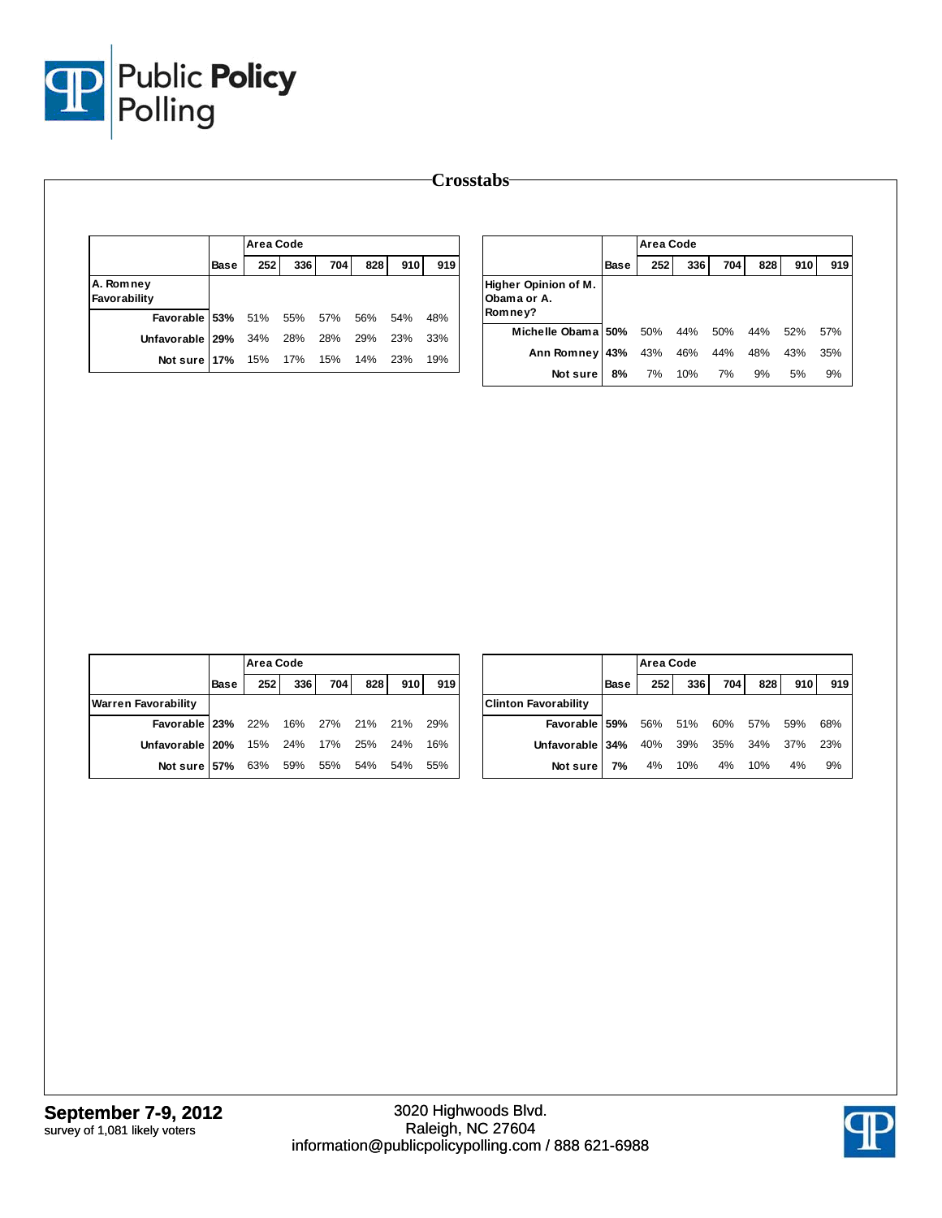## Crosstabs

| | Base | Area Code | | | | | |
|---|---|---|---|---|---|---|---|
| | | 252 | 336 | 704 | 828 | 910 | 919 |
| **A. Romney Favorability** | | | | | | | |
| Favorable | 53% | 51% | 55% | 57% | 56% | 54% | 48% |
| Unfavorable | 29% | 34% | 28% | 28% | 29% | 23% | 33% |
| Not sure | 17% | 15% | 17% | 15% | 14% | 23% | 19% |

| | Base | Area Code | | | | | |
|---|---|---|---|---|---|---|---|
| | | 252 | 336 | 704 | 828 | 910 | 919 |
| **Higher Opinion of M. Obama or A. Romney?** | | | | | | | |
| Michelle Obama | 50% | 50% | 44% | 50% | 44% | 52% | 57% |
| Ann Romney | 43% | 43% | 46% | 44% | 48% | 43% | 35% |
| Not sure | 8% | 7% | 10% | 7% | 9% | 5% | 9% |

| | Base | Area Code | | | | | |
|---|---|---|---|---|---|---|---|
| | | 252 | 336 | 704 | 828 | 910 | 919 |
| **Warren Favorability** | | | | | | | |
| Favorable | 23% | 22% | 16% | 27% | 21% | 21% | 29% |
| Unfavorable | 20% | 15% | 24% | 17% | 25% | 24% | 16% |
| Not sure | 57% | 63% | 59% | 55% | 54% | 54% | 55% |

| | Base | Area Code | | | | | |
|---|---|---|---|---|---|---|---|
| | | 252 | 336 | 704 | 828 | 910 | 919 |
| **Clinton Favorability** | | | | | | | |
| Favorable | 59% | 56% | 51% | 60% | 57% | 59% | 68% |
| Unfavorable | 34% | 40% | 39% | 35% | 34% | 37% | 23% |
| Not sure | 7% | 4% | 10% | 4% | 10% | 4% | 9% |

**September 7-9, 2012**
survey of 1,081 likely voters

3020 Highwoods Blvd.
Raleigh, NC 27604
information@publicpolicypolling.com / 888 621-6988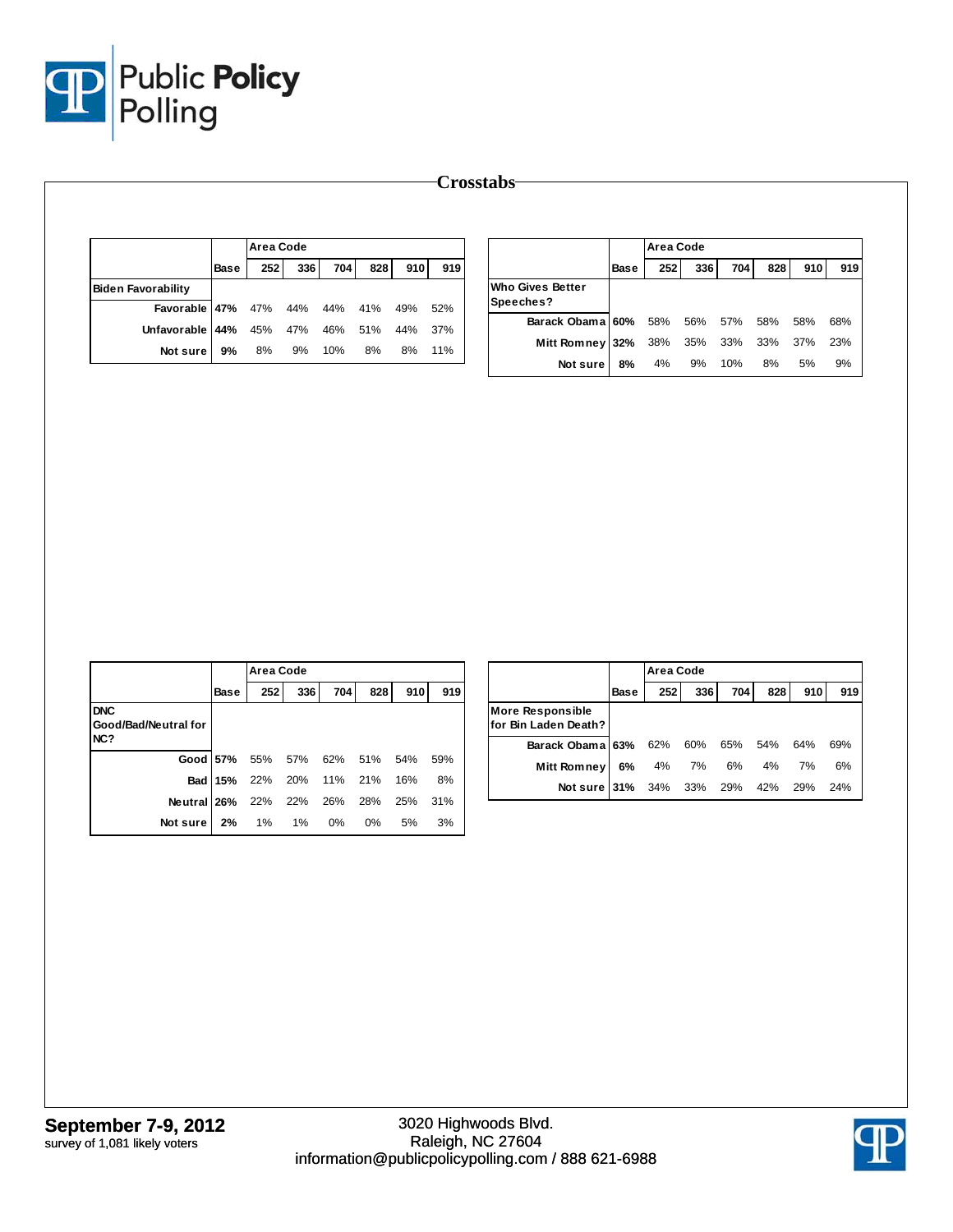# Crosstabs

| | Base | Area Code 252 | 336 | 704 | 828 | 910 | 919 |
|---|---|---|---|---|---|---|---|
| **Biden Favorability** | | | | | | | |
| Favorable | 47% | 47% | 44% | 44% | 41% | 49% | 52% |
| Unfavorable | 44% | 45% | 47% | 46% | 51% | 44% | 37% |
| Not sure | 9% | 8% | 9% | 10% | 8% | 8% | 11% |

| | Base | Area Code 252 | 336 | 704 | 828 | 910 | 919 |
|---|---|---|---|---|---|---|---|
| **Who Gives Better Speeches?** | | | | | | | |
| Barack Obama | 60% | 58% | 56% | 57% | 58% | 58% | 68% |
| Mitt Romney | 32% | 38% | 35% | 33% | 33% | 37% | 23% |
| Not sure | 8% | 4% | 9% | 10% | 8% | 5% | 9% |

| | Base | Area Code 252 | 336 | 704 | 828 | 910 | 919 |
|---|---|---|---|---|---|---|---|
| **DNC Good/Bad/Neutral for NC?** | | | | | | | |
| Good | 57% | 55% | 57% | 62% | 51% | 54% | 59% |
| Bad | 15% | 22% | 20% | 11% | 21% | 16% | 8% |
| Neutral | 26% | 22% | 22% | 26% | 28% | 25% | 31% |
| Not sure | 2% | 1% | 1% | 0% | 0% | 5% | 3% |

| | Base | Area Code 252 | 336 | 704 | 828 | 910 | 919 |
|---|---|---|---|---|---|---|---|
| **More Responsible for Bin Laden Death?** | | | | | | | |
| Barack Obama | 63% | 62% | 60% | 65% | 54% | 64% | 69% |
| Mitt Romney | 6% | 4% | 7% | 6% | 4% | 7% | 6% |
| Not sure | 31% | 34% | 33% | 29% | 42% | 29% | 24% |

**September 7-9, 2012**
survey of 1,081 likely voters

3020 Highwoods Blvd.
Raleigh, NC 27604
information@publicpolicypolling.com / 888 621-6988